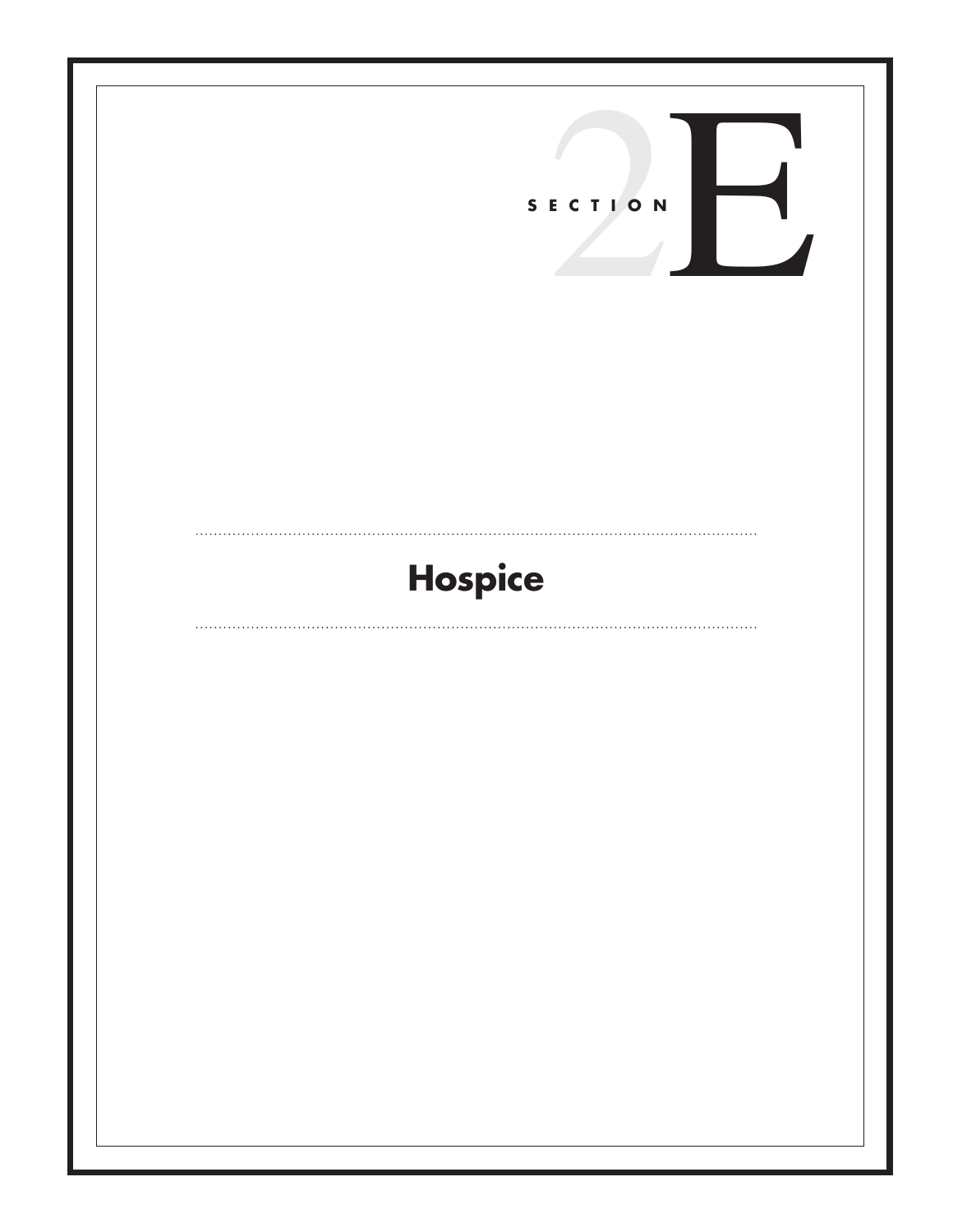# SECTION 2E

## Hospice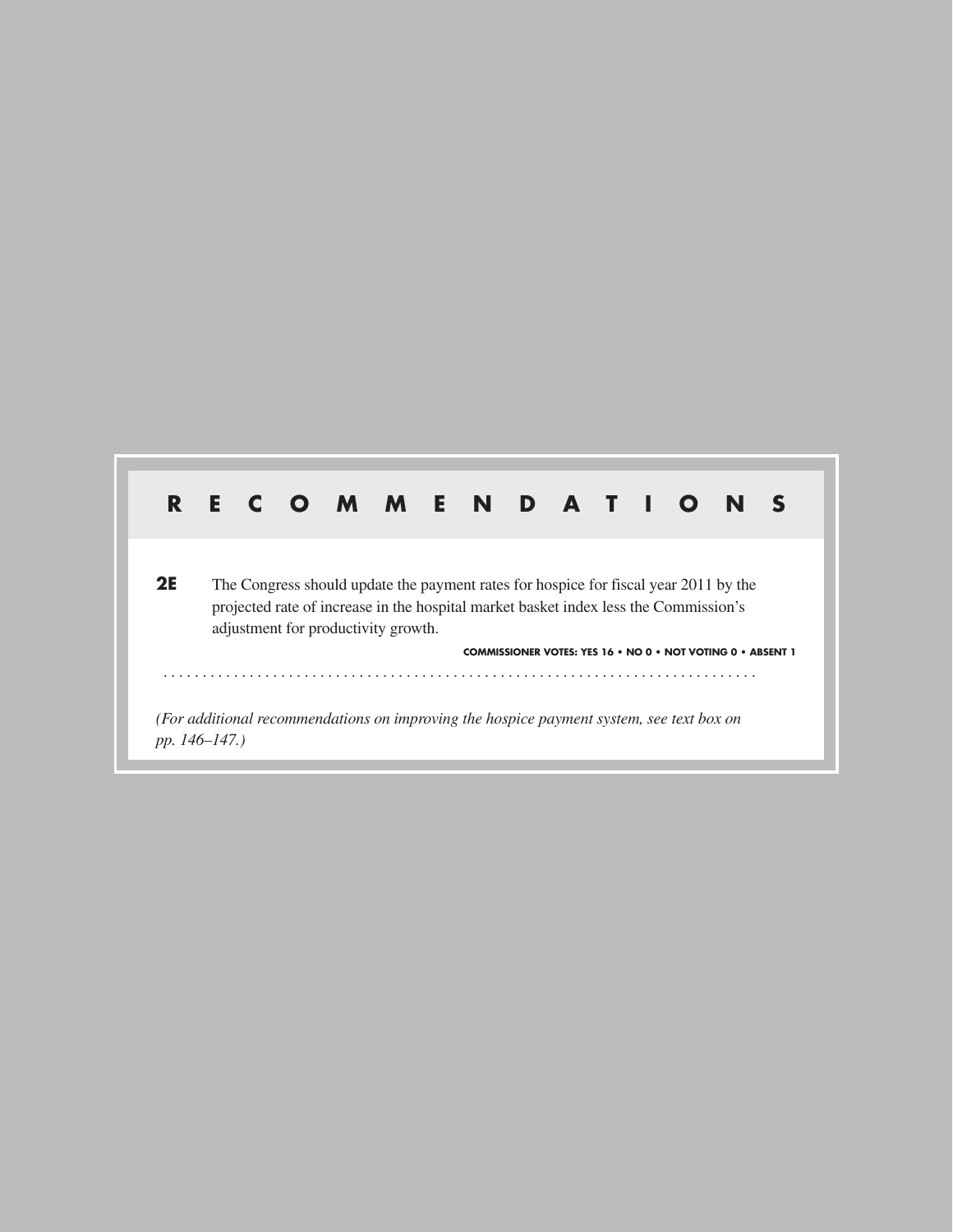## RECOMMENDATIONS

**2E** The Congress should update the payment rates for hospice for fiscal year 2011 by the projected rate of increase in the hospital market basket index less the Commission's adjustment for productivity growth.

**COMMISSIONER VOTES: YES 16 • NO 0 • NOT VOTING 0 • ABSENT 1**

*(For additional recommendations on improving the hospice payment system, see text box on pp. 146–147.)*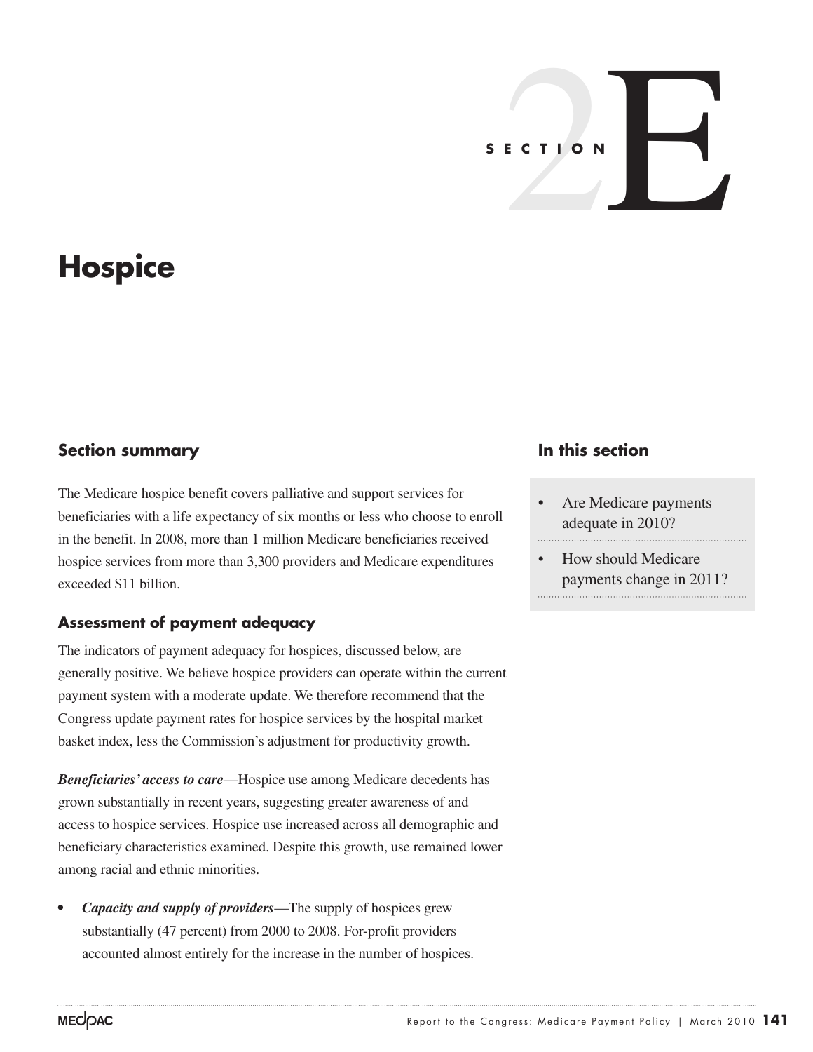SECTION 2E

# Hospice

## Section summary

The Medicare hospice benefit covers palliative and support services for beneficiaries with a life expectancy of six months or less who choose to enroll in the benefit. In 2008, more than 1 million Medicare beneficiaries received hospice services from more than 3,300 providers and Medicare expenditures exceeded $11 billion.

### Assessment of payment adequacy

The indicators of payment adequacy for hospices, discussed below, are generally positive. We believe hospice providers can operate within the current payment system with a moderate update. We therefore recommend that the Congress update payment rates for hospice services by the hospital market basket index, less the Commission's adjustment for productivity growth.

***Beneficiaries' access to care***—Hospice use among Medicare decedents has grown substantially in recent years, suggesting greater awareness of and access to hospice services. Hospice use increased across all demographic and beneficiary characteristics examined. Despite this growth, use remained lower among racial and ethnic minorities.

- ***Capacity and supply of providers***—The supply of hospices grew substantially (47 percent) from 2000 to 2008. For-profit providers accounted almost entirely for the increase in the number of hospices.

## In this section

- Are Medicare payments adequate in 2010?
- How should Medicare payments change in 2011?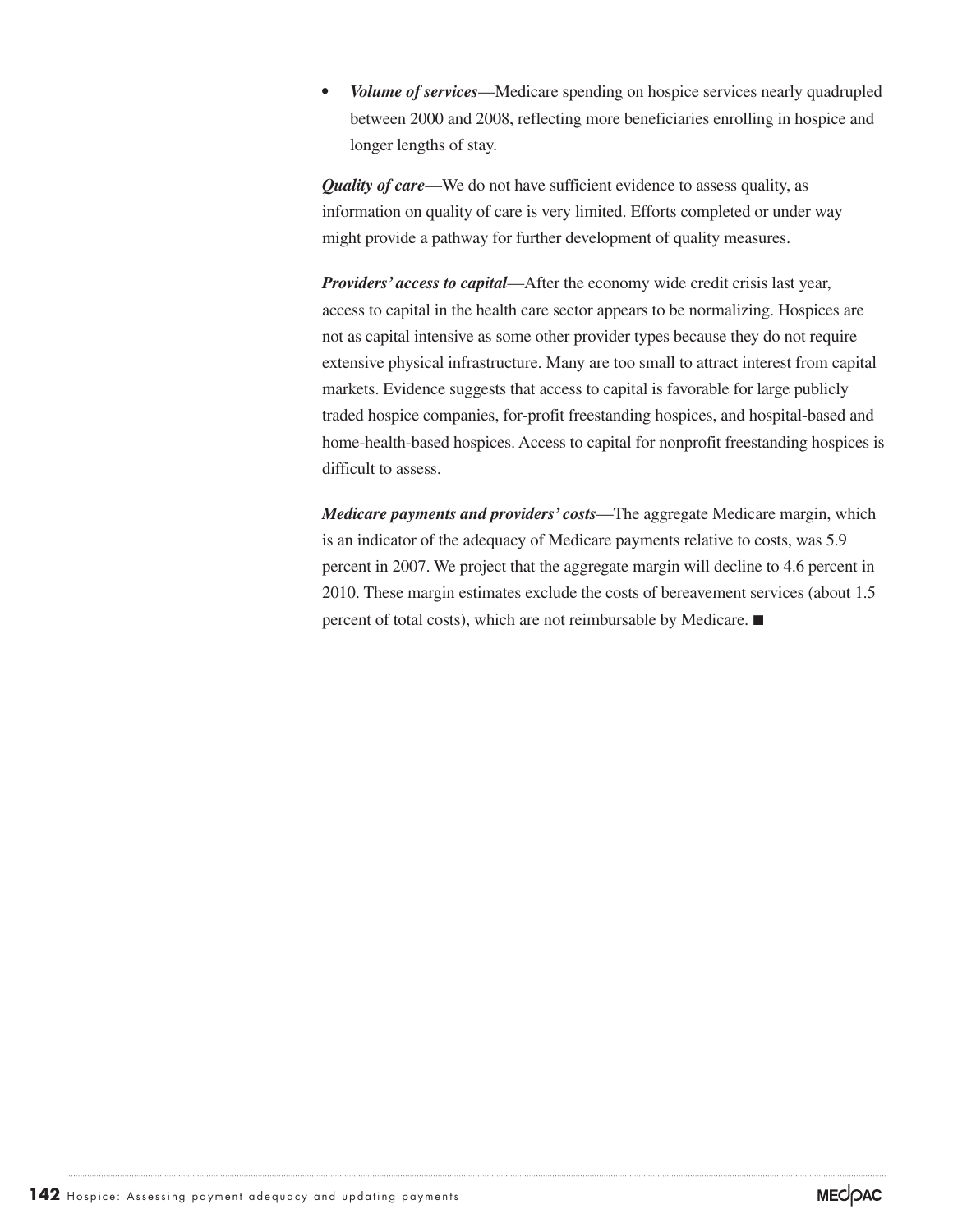- ***Volume of services***—Medicare spending on hospice services nearly quadrupled between 2000 and 2008, reflecting more beneficiaries enrolling in hospice and longer lengths of stay.

***Quality of care***—We do not have sufficient evidence to assess quality, as information on quality of care is very limited. Efforts completed or under way might provide a pathway for further development of quality measures.

***Providers' access to capital***—After the economy wide credit crisis last year, access to capital in the health care sector appears to be normalizing. Hospices are not as capital intensive as some other provider types because they do not require extensive physical infrastructure. Many are too small to attract interest from capital markets. Evidence suggests that access to capital is favorable for large publicly traded hospice companies, for-profit freestanding hospices, and hospital-based and home-health-based hospices. Access to capital for nonprofit freestanding hospices is difficult to assess.

***Medicare payments and providers' costs***—The aggregate Medicare margin, which is an indicator of the adequacy of Medicare payments relative to costs, was 5.9 percent in 2007. We project that the aggregate margin will decline to 4.6 percent in 2010. These margin estimates exclude the costs of bereavement services (about 1.5 percent of total costs), which are not reimbursable by Medicare. ■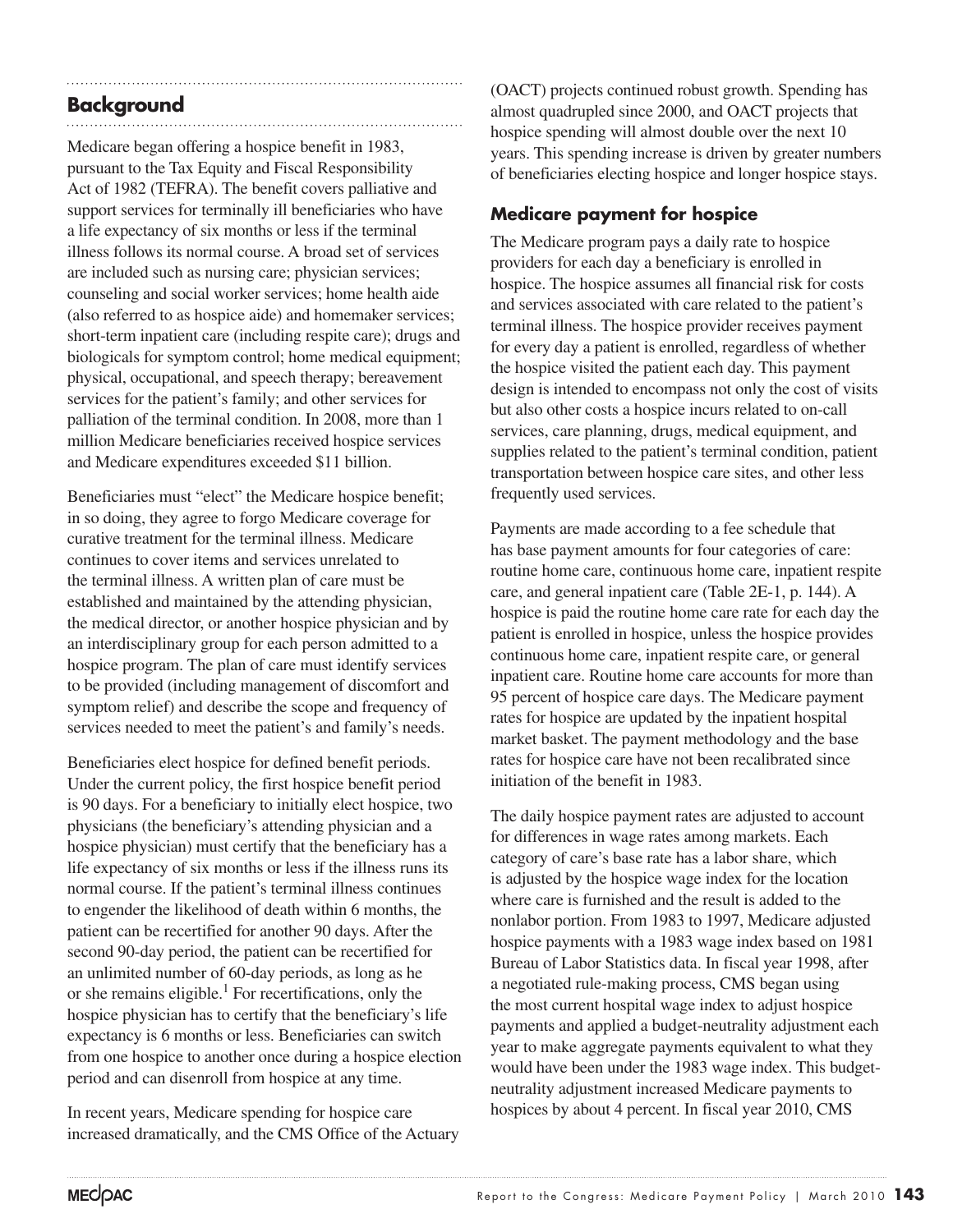## Background

Medicare began offering a hospice benefit in 1983, pursuant to the Tax Equity and Fiscal Responsibility Act of 1982 (TEFRA). The benefit covers palliative and support services for terminally ill beneficiaries who have a life expectancy of six months or less if the terminal illness follows its normal course. A broad set of services are included such as nursing care; physician services; counseling and social worker services; home health aide (also referred to as hospice aide) and homemaker services; short-term inpatient care (including respite care); drugs and biologicals for symptom control; home medical equipment; physical, occupational, and speech therapy; bereavement services for the patient's family; and other services for palliation of the terminal condition. In 2008, more than 1 million Medicare beneficiaries received hospice services and Medicare expenditures exceeded $11 billion.

Beneficiaries must "elect" the Medicare hospice benefit; in so doing, they agree to forgo Medicare coverage for curative treatment for the terminal illness. Medicare continues to cover items and services unrelated to the terminal illness. A written plan of care must be established and maintained by the attending physician, the medical director, or another hospice physician and by an interdisciplinary group for each person admitted to a hospice program. The plan of care must identify services to be provided (including management of discomfort and symptom relief) and describe the scope and frequency of services needed to meet the patient's and family's needs.

Beneficiaries elect hospice for defined benefit periods. Under the current policy, the first hospice benefit period is 90 days. For a beneficiary to initially elect hospice, two physicians (the beneficiary's attending physician and a hospice physician) must certify that the beneficiary has a life expectancy of six months or less if the illness runs its normal course. If the patient's terminal illness continues to engender the likelihood of death within 6 months, the patient can be recertified for another 90 days. After the second 90-day period, the patient can be recertified for an unlimited number of 60-day periods, as long as he or she remains eligible.[1] For recertifications, only the hospice physician has to certify that the beneficiary's life expectancy is 6 months or less. Beneficiaries can switch from one hospice to another once during a hospice election period and can disenroll from hospice at any time.

In recent years, Medicare spending for hospice care increased dramatically, and the CMS Office of the Actuary (OACT) projects continued robust growth. Spending has almost quadrupled since 2000, and OACT projects that hospice spending will almost double over the next 10 years. This spending increase is driven by greater numbers of beneficiaries electing hospice and longer hospice stays.

### Medicare payment for hospice

The Medicare program pays a daily rate to hospice providers for each day a beneficiary is enrolled in hospice. The hospice assumes all financial risk for costs and services associated with care related to the patient's terminal illness. The hospice provider receives payment for every day a patient is enrolled, regardless of whether the hospice visited the patient each day. This payment design is intended to encompass not only the cost of visits but also other costs a hospice incurs related to on-call services, care planning, drugs, medical equipment, and supplies related to the patient's terminal condition, patient transportation between hospice care sites, and other less frequently used services.

Payments are made according to a fee schedule that has base payment amounts for four categories of care: routine home care, continuous home care, inpatient respite care, and general inpatient care (Table 2E-1, p. 144). A hospice is paid the routine home care rate for each day the patient is enrolled in hospice, unless the hospice provides continuous home care, inpatient respite care, or general inpatient care. Routine home care accounts for more than 95 percent of hospice care days. The Medicare payment rates for hospice are updated by the inpatient hospital market basket. The payment methodology and the base rates for hospice care have not been recalibrated since initiation of the benefit in 1983.

The daily hospice payment rates are adjusted to account for differences in wage rates among markets. Each category of care's base rate has a labor share, which is adjusted by the hospice wage index for the location where care is furnished and the result is added to the nonlabor portion. From 1983 to 1997, Medicare adjusted hospice payments with a 1983 wage index based on 1981 Bureau of Labor Statistics data. In fiscal year 1998, after a negotiated rule-making process, CMS began using the most current hospital wage index to adjust hospice payments and applied a budget-neutrality adjustment each year to make aggregate payments equivalent to what they would have been under the 1983 wage index. This budget-neutrality adjustment increased Medicare payments to hospices by about 4 percent. In fiscal year 2010, CMS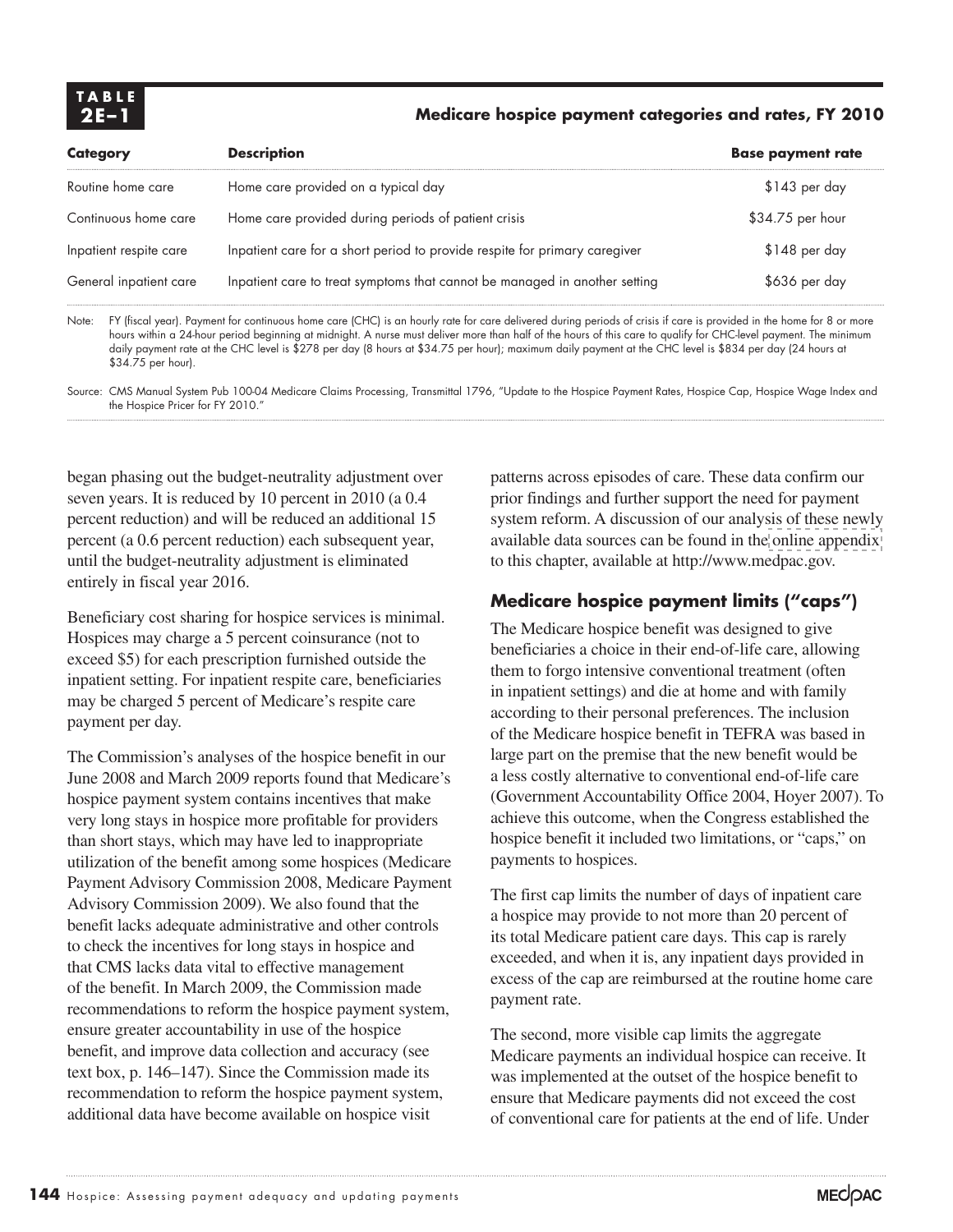**TABLE 2E–1** **Medicare hospice payment categories and rates, FY 2010**

| Category | Description | Base payment rate |
|---|---|---|
| Routine home care | Home care provided on a typical day | $143 per day |
| Continuous home care | Home care provided during periods of patient crisis | $34.75 per hour |
| Inpatient respite care | Inpatient care for a short period to provide respite for primary caregiver | $148 per day |
| General inpatient care | Inpatient care to treat symptoms that cannot be managed in another setting | $636 per day |

Note: FY (fiscal year). Payment for continuous home care (CHC) is an hourly rate for care delivered during periods of crisis if care is provided in the home for 8 or more hours within a 24-hour period beginning at midnight. A nurse must deliver more than half of the hours of this care to qualify for CHC-level payment. The minimum daily payment rate at the CHC level is $278 per day (8 hours at $34.75 per hour); maximum daily payment at the CHC level is $834 per day (24 hours at $34.75 per hour).

Source: CMS Manual System Pub 100-04 Medicare Claims Processing, Transmittal 1796, "Update to the Hospice Payment Rates, Hospice Cap, Hospice Wage Index and the Hospice Pricer for FY 2010."

began phasing out the budget-neutrality adjustment over seven years. It is reduced by 10 percent in 2010 (a 0.4 percent reduction) and will be reduced an additional 15 percent (a 0.6 percent reduction) each subsequent year, until the budget-neutrality adjustment is eliminated entirely in fiscal year 2016.

Beneficiary cost sharing for hospice services is minimal. Hospices may charge a 5 percent coinsurance (not to exceed $5) for each prescription furnished outside the inpatient setting. For inpatient respite care, beneficiaries may be charged 5 percent of Medicare's respite care payment per day.

The Commission's analyses of the hospice benefit in our June 2008 and March 2009 reports found that Medicare's hospice payment system contains incentives that make very long stays in hospice more profitable for providers than short stays, which may have led to inappropriate utilization of the benefit among some hospices (Medicare Payment Advisory Commission 2008, Medicare Payment Advisory Commission 2009). We also found that the benefit lacks adequate administrative and other controls to check the incentives for long stays in hospice and that CMS lacks data vital to effective management of the benefit. In March 2009, the Commission made recommendations to reform the hospice payment system, ensure greater accountability in use of the hospice benefit, and improve data collection and accuracy (see text box, p. 146–147). Since the Commission made its recommendation to reform the hospice payment system, additional data have become available on hospice visit patterns across episodes of care. These data confirm our prior findings and further support the need for payment system reform. A discussion of our analysis of these newly available data sources can be found in the online appendix to this chapter, available at http://www.medpac.gov.

## Medicare hospice payment limits ("caps")

The Medicare hospice benefit was designed to give beneficiaries a choice in their end-of-life care, allowing them to forgo intensive conventional treatment (often in inpatient settings) and die at home and with family according to their personal preferences. The inclusion of the Medicare hospice benefit in TEFRA was based in large part on the premise that the new benefit would be a less costly alternative to conventional end-of-life care (Government Accountability Office 2004, Hoyer 2007). To achieve this outcome, when the Congress established the hospice benefit it included two limitations, or "caps," on payments to hospices.

The first cap limits the number of days of inpatient care a hospice may provide to not more than 20 percent of its total Medicare patient care days. This cap is rarely exceeded, and when it is, any inpatient days provided in excess of the cap are reimbursed at the routine home care payment rate.

The second, more visible cap limits the aggregate Medicare payments an individual hospice can receive. It was implemented at the outset of the hospice benefit to ensure that Medicare payments did not exceed the cost of conventional care for patients at the end of life. Under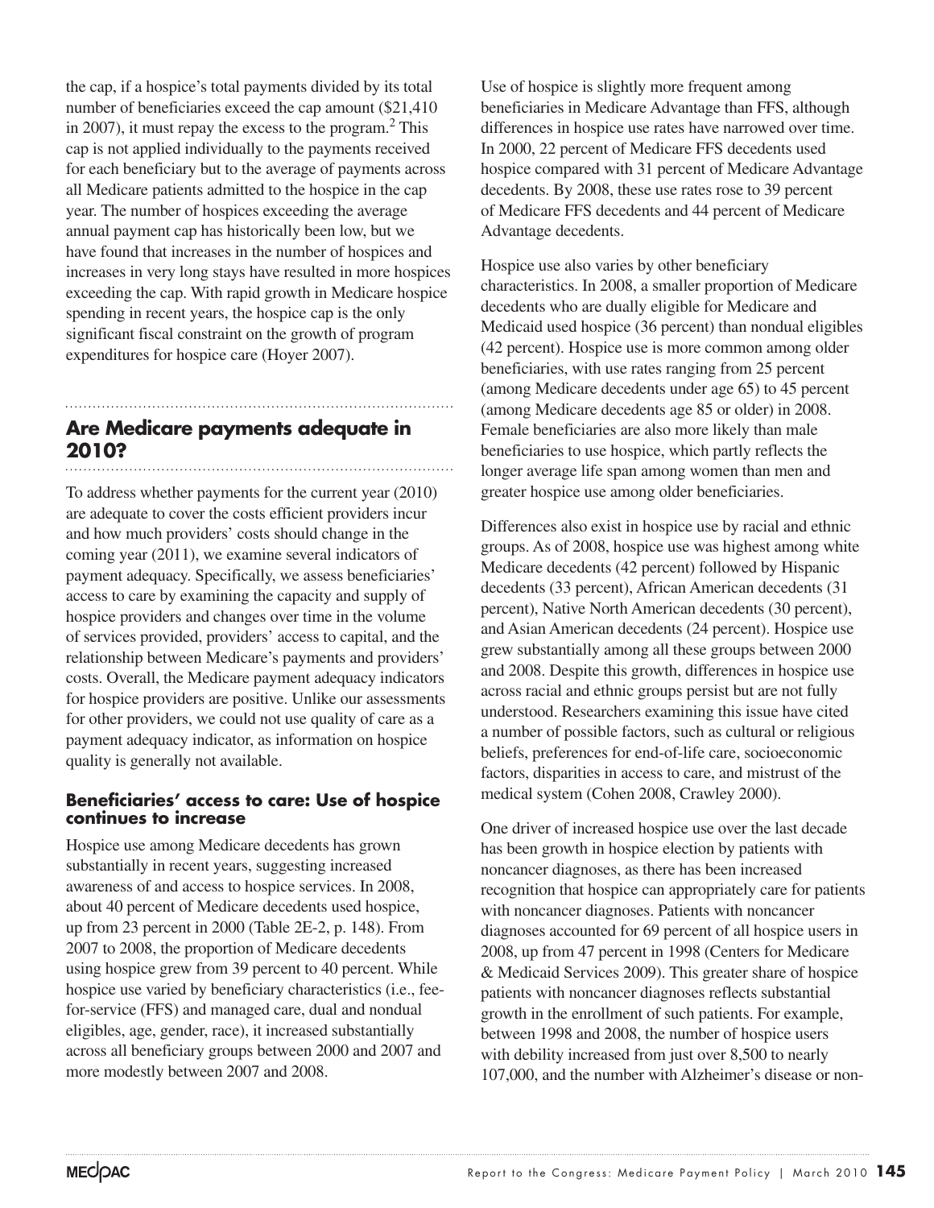the cap, if a hospice's total payments divided by its total number of beneficiaries exceed the cap amount ($21,410 in 2007), it must repay the excess to the program.[2] This cap is not applied individually to the payments received for each beneficiary but to the average of payments across all Medicare patients admitted to the hospice in the cap year. The number of hospices exceeding the average annual payment cap has historically been low, but we have found that increases in the number of hospices and increases in very long stays have resulted in more hospices exceeding the cap. With rapid growth in Medicare hospice spending in recent years, the hospice cap is the only significant fiscal constraint on the growth of program expenditures for hospice care (Hoyer 2007).

## Are Medicare payments adequate in 2010?

To address whether payments for the current year (2010) are adequate to cover the costs efficient providers incur and how much providers' costs should change in the coming year (2011), we examine several indicators of payment adequacy. Specifically, we assess beneficiaries' access to care by examining the capacity and supply of hospice providers and changes over time in the volume of services provided, providers' access to capital, and the relationship between Medicare's payments and providers' costs. Overall, the Medicare payment adequacy indicators for hospice providers are positive. Unlike our assessments for other providers, we could not use quality of care as a payment adequacy indicator, as information on hospice quality is generally not available.

### Beneficiaries' access to care: Use of hospice continues to increase

Hospice use among Medicare decedents has grown substantially in recent years, suggesting increased awareness of and access to hospice services. In 2008, about 40 percent of Medicare decedents used hospice, up from 23 percent in 2000 (Table 2E-2, p. 148). From 2007 to 2008, the proportion of Medicare decedents using hospice grew from 39 percent to 40 percent. While hospice use varied by beneficiary characteristics (i.e., fee-for-service (FFS) and managed care, dual and nondual eligibles, age, gender, race), it increased substantially across all beneficiary groups between 2000 and 2007 and more modestly between 2007 and 2008.

Use of hospice is slightly more frequent among beneficiaries in Medicare Advantage than FFS, although differences in hospice use rates have narrowed over time. In 2000, 22 percent of Medicare FFS decedents used hospice compared with 31 percent of Medicare Advantage decedents. By 2008, these use rates rose to 39 percent of Medicare FFS decedents and 44 percent of Medicare Advantage decedents.

Hospice use also varies by other beneficiary characteristics. In 2008, a smaller proportion of Medicare decedents who are dually eligible for Medicare and Medicaid used hospice (36 percent) than nondual eligibles (42 percent). Hospice use is more common among older beneficiaries, with use rates ranging from 25 percent (among Medicare decedents under age 65) to 45 percent (among Medicare decedents age 85 or older) in 2008. Female beneficiaries are also more likely than male beneficiaries to use hospice, which partly reflects the longer average life span among women than men and greater hospice use among older beneficiaries.

Differences also exist in hospice use by racial and ethnic groups. As of 2008, hospice use was highest among white Medicare decedents (42 percent) followed by Hispanic decedents (33 percent), African American decedents (31 percent), Native North American decedents (30 percent), and Asian American decedents (24 percent). Hospice use grew substantially among all these groups between 2000 and 2008. Despite this growth, differences in hospice use across racial and ethnic groups persist but are not fully understood. Researchers examining this issue have cited a number of possible factors, such as cultural or religious beliefs, preferences for end-of-life care, socioeconomic factors, disparities in access to care, and mistrust of the medical system (Cohen 2008, Crawley 2000).

One driver of increased hospice use over the last decade has been growth in hospice election by patients with noncancer diagnoses, as there has been increased recognition that hospice can appropriately care for patients with noncancer diagnoses. Patients with noncancer diagnoses accounted for 69 percent of all hospice users in 2008, up from 47 percent in 1998 (Centers for Medicare & Medicaid Services 2009). This greater share of hospice patients with noncancer diagnoses reflects substantial growth in the enrollment of such patients. For example, between 1998 and 2008, the number of hospice users with debility increased from just over 8,500 to nearly 107,000, and the number with Alzheimer's disease or non-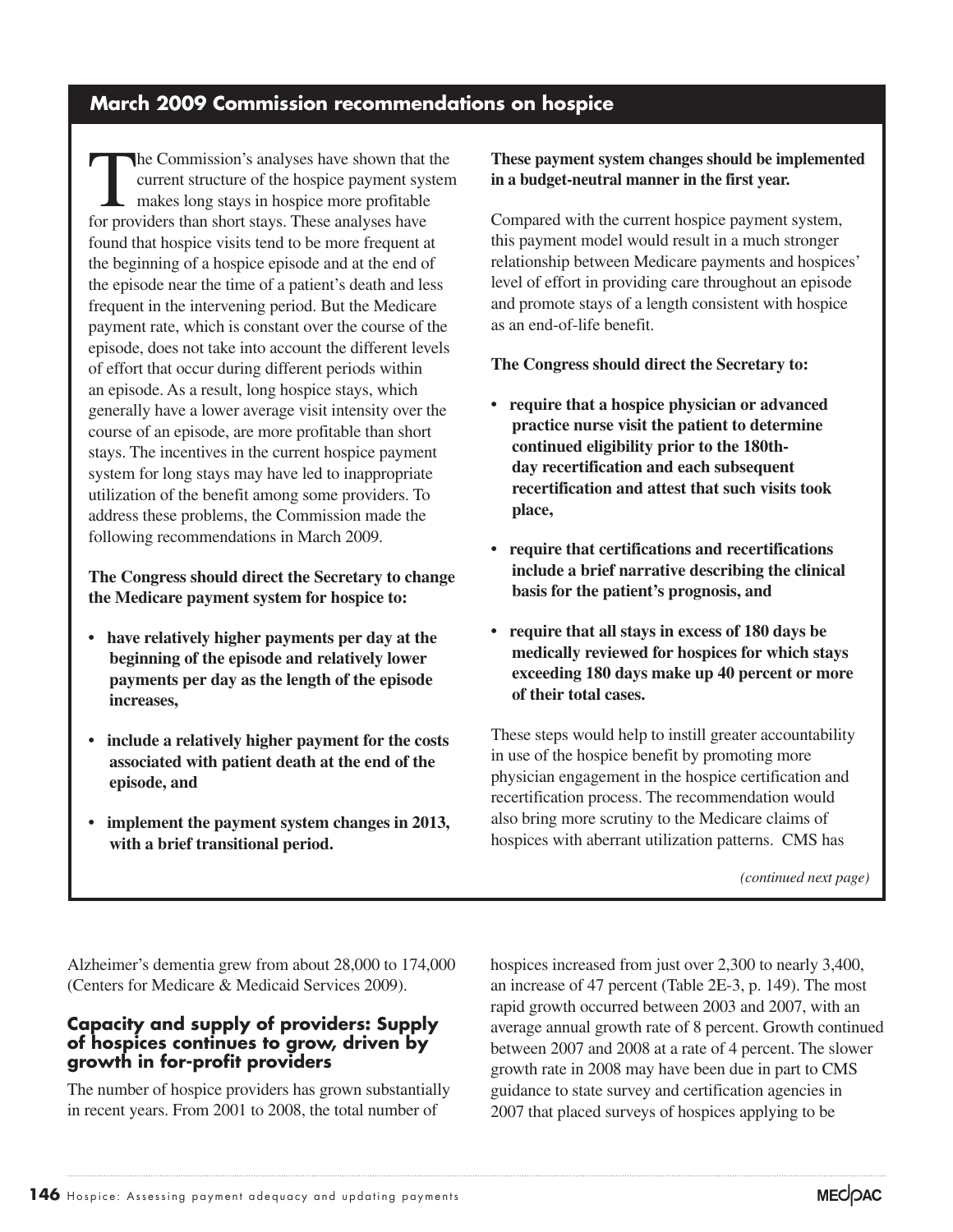## March 2009 Commission recommendations on hospice

The Commission's analyses have shown that the current structure of the hospice payment system makes long stays in hospice more profitable for providers than short stays. These analyses have found that hospice visits tend to be more frequent at the beginning of a hospice episode and at the end of the episode near the time of a patient's death and less frequent in the intervening period. But the Medicare payment rate, which is constant over the course of the episode, does not take into account the different levels of effort that occur during different periods within an episode. As a result, long hospice stays, which generally have a lower average visit intensity over the course of an episode, are more profitable than short stays. The incentives in the current hospice payment system for long stays may have led to inappropriate utilization of the benefit among some providers. To address these problems, the Commission made the following recommendations in March 2009.

**The Congress should direct the Secretary to change the Medicare payment system for hospice to:**

- **have relatively higher payments per day at the beginning of the episode and relatively lower payments per day as the length of the episode increases,**
- **include a relatively higher payment for the costs associated with patient death at the end of the episode, and**
- **implement the payment system changes in 2013, with a brief transitional period.**

**These payment system changes should be implemented in a budget-neutral manner in the first year.**

Compared with the current hospice payment system, this payment model would result in a much stronger relationship between Medicare payments and hospices' level of effort in providing care throughout an episode and promote stays of a length consistent with hospice as an end-of-life benefit.

**The Congress should direct the Secretary to:**

- **require that a hospice physician or advanced practice nurse visit the patient to determine continued eligibility prior to the 180th-day recertification and each subsequent recertification and attest that such visits took place,**
- **require that certifications and recertifications include a brief narrative describing the clinical basis for the patient's prognosis, and**
- **require that all stays in excess of 180 days be medically reviewed for hospices for which stays exceeding 180 days make up 40 percent or more of their total cases.**

These steps would help to instill greater accountability in use of the hospice benefit by promoting more physician engagement in the hospice certification and recertification process. The recommendation would also bring more scrutiny to the Medicare claims of hospices with aberrant utilization patterns. CMS has

*(continued next page)*

Alzheimer's dementia grew from about 28,000 to 174,000 (Centers for Medicare & Medicaid Services 2009).

### Capacity and supply of providers: Supply of hospices continues to grow, driven by growth in for-profit providers

The number of hospice providers has grown substantially in recent years. From 2001 to 2008, the total number of hospices increased from just over 2,300 to nearly 3,400, an increase of 47 percent (Table 2E-3, p. 149). The most rapid growth occurred between 2003 and 2007, with an average annual growth rate of 8 percent. Growth continued between 2007 and 2008 at a rate of 4 percent. The slower growth rate in 2008 may have been due in part to CMS guidance to state survey and certification agencies in 2007 that placed surveys of hospices applying to be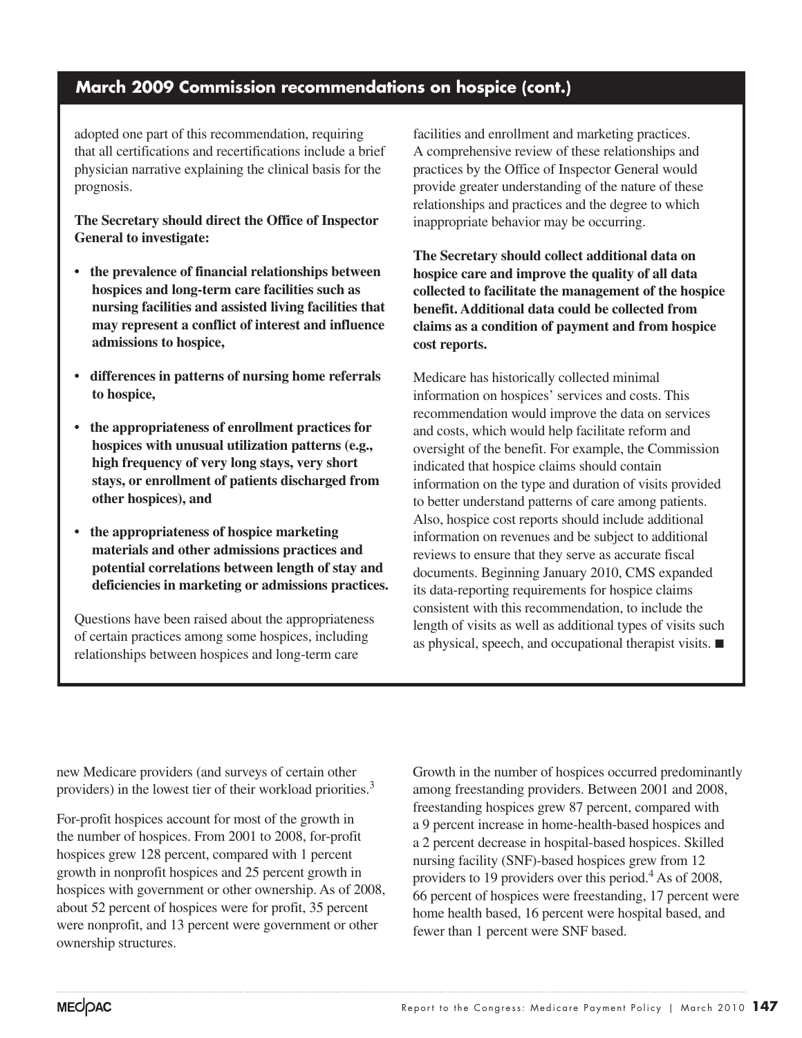## March 2009 Commission recommendations on hospice (cont.)

adopted one part of this recommendation, requiring that all certifications and recertifications include a brief physician narrative explaining the clinical basis for the prognosis.

**The Secretary should direct the Office of Inspector General to investigate:**

- **the prevalence of financial relationships between hospices and long-term care facilities such as nursing facilities and assisted living facilities that may represent a conflict of interest and influence admissions to hospice,**
- **differences in patterns of nursing home referrals to hospice,**
- **the appropriateness of enrollment practices for hospices with unusual utilization patterns (e.g., high frequency of very long stays, very short stays, or enrollment of patients discharged from other hospices), and**
- **the appropriateness of hospice marketing materials and other admissions practices and potential correlations between length of stay and deficiencies in marketing or admissions practices.**

Questions have been raised about the appropriateness of certain practices among some hospices, including relationships between hospices and long-term care facilities and enrollment and marketing practices. A comprehensive review of these relationships and practices by the Office of Inspector General would provide greater understanding of the nature of these relationships and practices and the degree to which inappropriate behavior may be occurring.

**The Secretary should collect additional data on hospice care and improve the quality of all data collected to facilitate the management of the hospice benefit. Additional data could be collected from claims as a condition of payment and from hospice cost reports.**

Medicare has historically collected minimal information on hospices' services and costs. This recommendation would improve the data on services and costs, which would help facilitate reform and oversight of the benefit. For example, the Commission indicated that hospice claims should contain information on the type and duration of visits provided to better understand patterns of care among patients. Also, hospice cost reports should include additional information on revenues and be subject to additional reviews to ensure that they serve as accurate fiscal documents. Beginning January 2010, CMS expanded its data-reporting requirements for hospice claims consistent with this recommendation, to include the length of visits as well as additional types of visits such as physical, speech, and occupational therapist visits. ■

new Medicare providers (and surveys of certain other providers) in the lowest tier of their workload priorities.[3]

For-profit hospices account for most of the growth in the number of hospices. From 2001 to 2008, for-profit hospices grew 128 percent, compared with 1 percent growth in nonprofit hospices and 25 percent growth in hospices with government or other ownership. As of 2008, about 52 percent of hospices were for profit, 35 percent were nonprofit, and 13 percent were government or other ownership structures.

Growth in the number of hospices occurred predominantly among freestanding providers. Between 2001 and 2008, freestanding hospices grew 87 percent, compared with a 9 percent increase in home-health-based hospices and a 2 percent decrease in hospital-based hospices. Skilled nursing facility (SNF)-based hospices grew from 12 providers to 19 providers over this period.[4] As of 2008, 66 percent of hospices were freestanding, 17 percent were home health based, 16 percent were hospital based, and fewer than 1 percent were SNF based.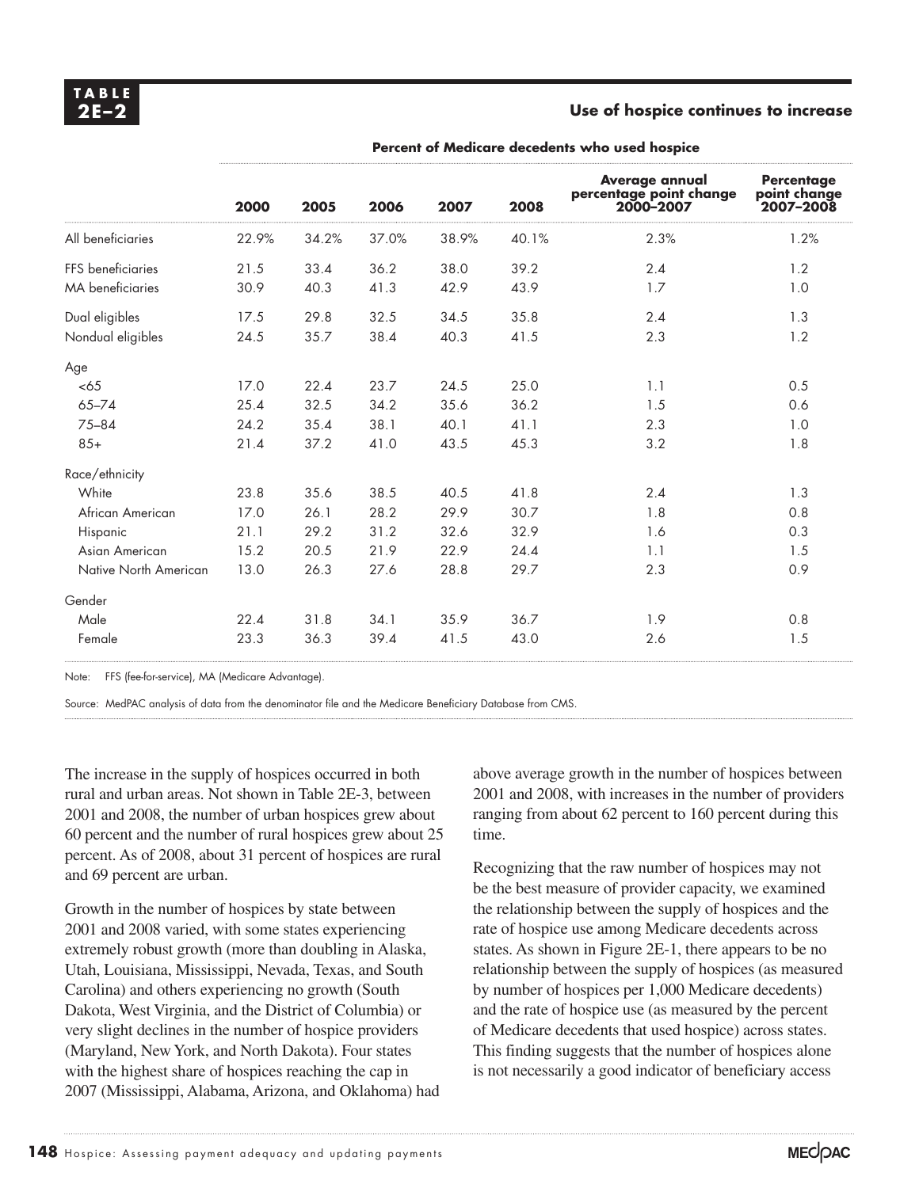**TABLE 2E–2**

**Use of hospice continues to increase**

| | Percent of Medicare decedents who used hospice | | | | | | |
|---|---|---|---|---|---|---|---|
| | **2000** | **2005** | **2006** | **2007** | **2008** | **Average annual percentage point change 2000–2007** | **Percentage point change 2007–2008** |
| All beneficiaries | 22.9% | 34.2% | 37.0% | 38.9% | 40.1% | 2.3% | 1.2% |
| FFS beneficiaries | 21.5 | 33.4 | 36.2 | 38.0 | 39.2 | 2.4 | 1.2 |
| MA beneficiaries | 30.9 | 40.3 | 41.3 | 42.9 | 43.9 | 1.7 | 1.0 |
| Dual eligibles | 17.5 | 29.8 | 32.5 | 34.5 | 35.8 | 2.4 | 1.3 |
| Nondual eligibles | 24.5 | 35.7 | 38.4 | 40.3 | 41.5 | 2.3 | 1.2 |
| Age | | | | | | | |
| <65 | 17.0 | 22.4 | 23.7 | 24.5 | 25.0 | 1.1 | 0.5 |
| 65–74 | 25.4 | 32.5 | 34.2 | 35.6 | 36.2 | 1.5 | 0.6 |
| 75–84 | 24.2 | 35.4 | 38.1 | 40.1 | 41.1 | 2.3 | 1.0 |
| 85+ | 21.4 | 37.2 | 41.0 | 43.5 | 45.3 | 3.2 | 1.8 |
| Race/ethnicity | | | | | | | |
| White | 23.8 | 35.6 | 38.5 | 40.5 | 41.8 | 2.4 | 1.3 |
| African American | 17.0 | 26.1 | 28.2 | 29.9 | 30.7 | 1.8 | 0.8 |
| Hispanic | 21.1 | 29.2 | 31.2 | 32.6 | 32.9 | 1.6 | 0.3 |
| Asian American | 15.2 | 20.5 | 21.9 | 22.9 | 24.4 | 1.1 | 1.5 |
| Native North American | 13.0 | 26.3 | 27.6 | 28.8 | 29.7 | 2.3 | 0.9 |
| Gender | | | | | | | |
| Male | 22.4 | 31.8 | 34.1 | 35.9 | 36.7 | 1.9 | 0.8 |
| Female | 23.3 | 36.3 | 39.4 | 41.5 | 43.0 | 2.6 | 1.5 |

Note: FFS (fee-for-service), MA (Medicare Advantage).

Source: MedPAC analysis of data from the denominator file and the Medicare Beneficiary Database from CMS.

The increase in the supply of hospices occurred in both rural and urban areas. Not shown in Table 2E-3, between 2001 and 2008, the number of urban hospices grew about 60 percent and the number of rural hospices grew about 25 percent. As of 2008, about 31 percent of hospices are rural and 69 percent are urban.

Growth in the number of hospices by state between 2001 and 2008 varied, with some states experiencing extremely robust growth (more than doubling in Alaska, Utah, Louisiana, Mississippi, Nevada, Texas, and South Carolina) and others experiencing no growth (South Dakota, West Virginia, and the District of Columbia) or very slight declines in the number of hospice providers (Maryland, New York, and North Dakota). Four states with the highest share of hospices reaching the cap in 2007 (Mississippi, Alabama, Arizona, and Oklahoma) had above average growth in the number of hospices between 2001 and 2008, with increases in the number of providers ranging from about 62 percent to 160 percent during this time.

Recognizing that the raw number of hospices may not be the best measure of provider capacity, we examined the relationship between the supply of hospices and the rate of hospice use among Medicare decedents across states. As shown in Figure 2E-1, there appears to be no relationship between the supply of hospices (as measured by number of hospices per 1,000 Medicare decedents) and the rate of hospice use (as measured by the percent of Medicare decedents that used hospice) across states. This finding suggests that the number of hospices alone is not necessarily a good indicator of beneficiary access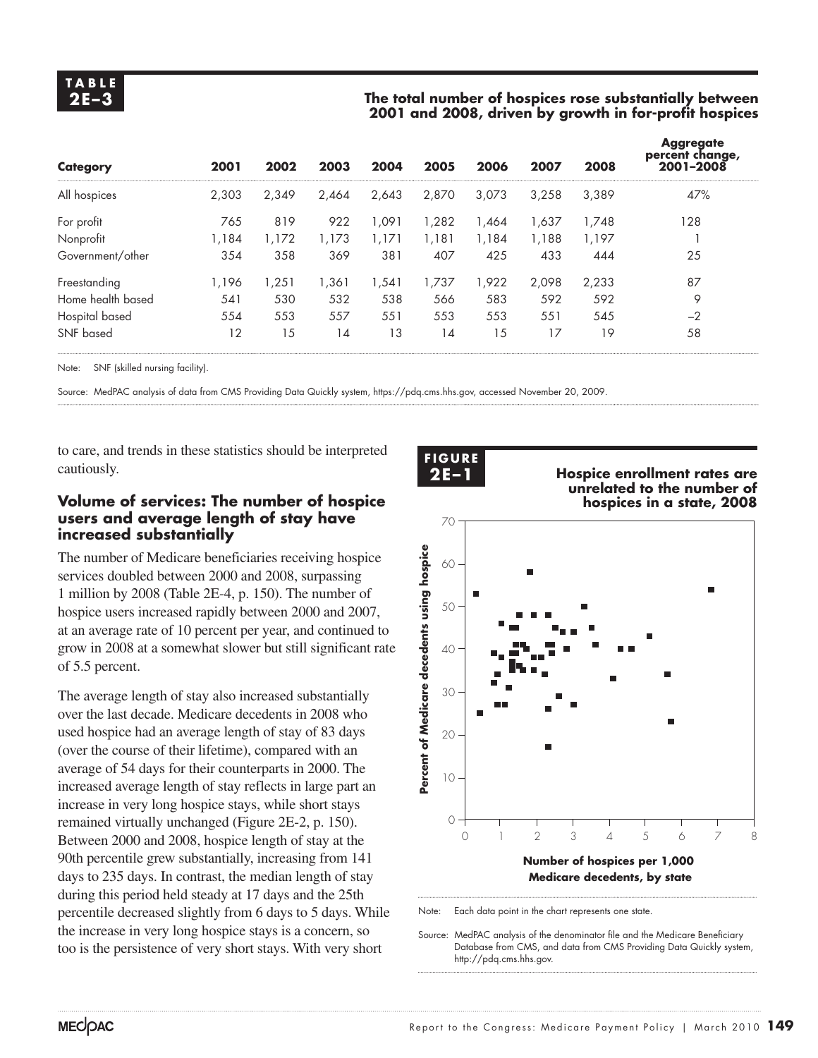**TABLE 2E–3**

**The total number of hospices rose substantially between 2001 and 2008, driven by growth in for-profit hospices**

| Category | 2001 | 2002 | 2003 | 2004 | 2005 | 2006 | 2007 | 2008 | Aggregate percent change, 2001–2008 |
|---|---|---|---|---|---|---|---|---|---|
| All hospices | 2,303 | 2,349 | 2,464 | 2,643 | 2,870 | 3,073 | 3,258 | 3,389 | 47% |
| For profit | 765 | 819 | 922 | 1,091 | 1,282 | 1,464 | 1,637 | 1,748 | 128 |
| Nonprofit | 1,184 | 1,172 | 1,173 | 1,171 | 1,181 | 1,184 | 1,188 | 1,197 | 1 |
| Government/other | 354 | 358 | 369 | 381 | 407 | 425 | 433 | 444 | 25 |
| Freestanding | 1,196 | 1,251 | 1,361 | 1,541 | 1,737 | 1,922 | 2,098 | 2,233 | 87 |
| Home health based | 541 | 530 | 532 | 538 | 566 | 583 | 592 | 592 | 9 |
| Hospital based | 554 | 553 | 557 | 551 | 553 | 553 | 551 | 545 | –2 |
| SNF based | 12 | 15 | 14 | 13 | 14 | 15 | 17 | 19 | 58 |

Note: SNF (skilled nursing facility).

Source: MedPAC analysis of data from CMS Providing Data Quickly system, https://pdq.cms.hhs.gov, accessed November 20, 2009.

to care, and trends in these statistics should be interpreted cautiously.

### Volume of services: The number of hospice users and average length of stay have increased substantially

The number of Medicare beneficiaries receiving hospice services doubled between 2000 and 2008, surpassing 1 million by 2008 (Table 2E-4, p. 150). The number of hospice users increased rapidly between 2000 and 2007, at an average rate of 10 percent per year, and continued to grow in 2008 at a somewhat slower but still significant rate of 5.5 percent.

The average length of stay also increased substantially over the last decade. Medicare decedents in 2008 who used hospice had an average length of stay of 83 days (over the course of their lifetime), compared with an average of 54 days for their counterparts in 2000. The increased average length of stay reflects in large part an increase in very long hospice stays, while short stays remained virtually unchanged (Figure 2E-2, p. 150). Between 2000 and 2008, hospice length of stay at the 90th percentile grew substantially, increasing from 141 days to 235 days. In contrast, the median length of stay during this period held steady at 17 days and the 25th percentile decreased slightly from 6 days to 5 days. While the increase in very long hospice stays is a concern, so too is the persistence of very short stays. With very short

**FIGURE 2E–1**

**Hospice enrollment rates are unrelated to the number of hospices in a state, 2008**

Note: Each data point in the chart represents one state.

Source: MedPAC analysis of the denominator file and the Medicare Beneficiary Database from CMS, and data from CMS Providing Data Quickly system, http://pdq.cms.hhs.gov.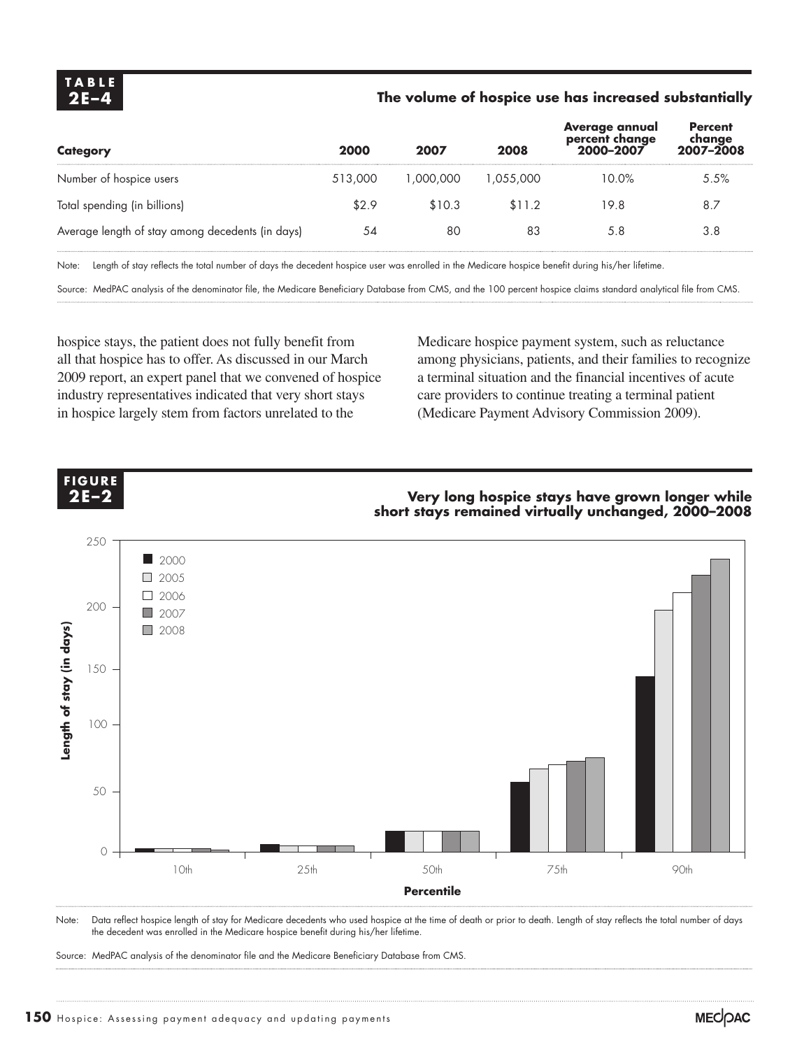**TABLE 2E–4**

**The volume of hospice use has increased substantially**

| Category | 2000 | 2007 | 2008 | Average annual percent change 2000–2007 | Percent change 2007–2008 |
|---|---|---|---|---|---|
| Number of hospice users | 513,000 | 1,000,000 | 1,055,000 | 10.0% | 5.5% |
| Total spending (in billions) | $2.9 | $10.3 | $11.2 | 19.8 | 8.7 |
| Average length of stay among decedents (in days) | 54 | 80 | 83 | 5.8 | 3.8 |

Note: Length of stay reflects the total number of days the decedent hospice user was enrolled in the Medicare hospice benefit during his/her lifetime.

Source: MedPAC analysis of the denominator file, the Medicare Beneficiary Database from CMS, and the 100 percent hospice claims standard analytical file from CMS.

hospice stays, the patient does not fully benefit from all that hospice has to offer. As discussed in our March 2009 report, an expert panel that we convened of hospice industry representatives indicated that very short stays in hospice largely stem from factors unrelated to the Medicare hospice payment system, such as reluctance among physicians, patients, and their families to recognize a terminal situation and the financial incentives of acute care providers to continue treating a terminal patient (Medicare Payment Advisory Commission 2009).

**FIGURE 2E–2**

**Very long hospice stays have grown longer while short stays remained virtually unchanged, 2000–2008**

Note: Data reflect hospice length of stay for Medicare decedents who used hospice at the time of death or prior to death. Length of stay reflects the total number of days the decedent was enrolled in the Medicare hospice benefit during his/her lifetime.

Source: MedPAC analysis of the denominator file and the Medicare Beneficiary Database from CMS.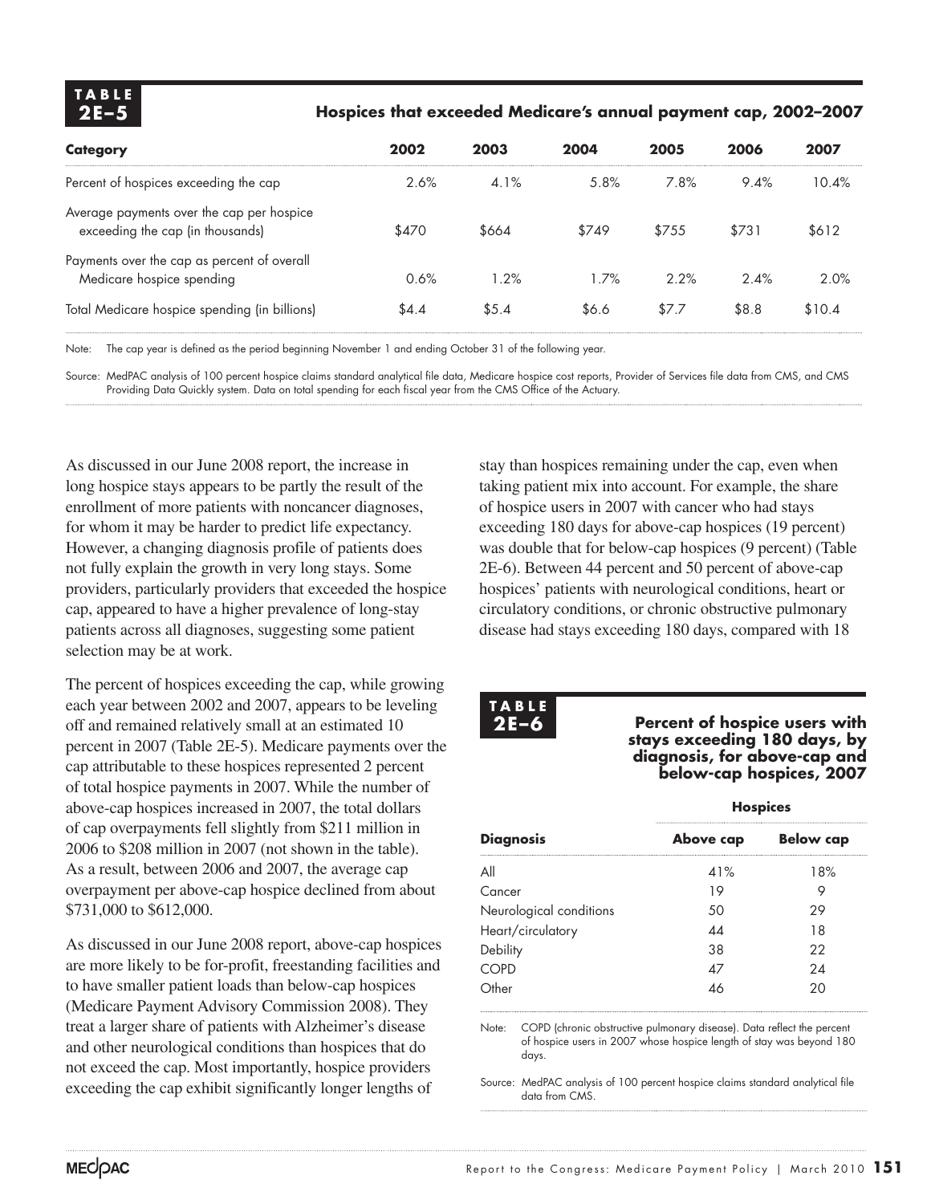**TABLE 2E–5**

**Hospices that exceeded Medicare's annual payment cap, 2002–2007**

| Category | 2002 | 2003 | 2004 | 2005 | 2006 | 2007 |
|---|---|---|---|---|---|---|
| Percent of hospices exceeding the cap | 2.6% | 4.1% | 5.8% | 7.8% | 9.4% | 10.4% |
| Average payments over the cap per hospice exceeding the cap (in thousands) | $470 | $664 | $749 | $755 | $731 | $612 |
| Payments over the cap as percent of overall Medicare hospice spending | 0.6% | 1.2% | 1.7% | 2.2% | 2.4% | 2.0% |
| Total Medicare hospice spending (in billions) | $4.4 | $5.4 | $6.6 | $7.7 | $8.8 | $10.4 |

Note: The cap year is defined as the period beginning November 1 and ending October 31 of the following year.

Source: MedPAC analysis of 100 percent hospice claims standard analytical file data, Medicare hospice cost reports, Provider of Services file data from CMS, and CMS Providing Data Quickly system. Data on total spending for each fiscal year from the CMS Office of the Actuary.

As discussed in our June 2008 report, the increase in long hospice stays appears to be partly the result of the enrollment of more patients with noncancer diagnoses, for whom it may be harder to predict life expectancy. However, a changing diagnosis profile of patients does not fully explain the growth in very long stays. Some providers, particularly providers that exceeded the hospice cap, appeared to have a higher prevalence of long-stay patients across all diagnoses, suggesting some patient selection may be at work.

The percent of hospices exceeding the cap, while growing each year between 2002 and 2007, appears to be leveling off and remained relatively small at an estimated 10 percent in 2007 (Table 2E-5). Medicare payments over the cap attributable to these hospices represented 2 percent of total hospice payments in 2007. While the number of above-cap hospices increased in 2007, the total dollars of cap overpayments fell slightly from $211 million in 2006 to $208 million in 2007 (not shown in the table). As a result, between 2006 and 2007, the average cap overpayment per above-cap hospice declined from about $731,000 to $612,000.

As discussed in our June 2008 report, above-cap hospices are more likely to be for-profit, freestanding facilities and to have smaller patient loads than below-cap hospices (Medicare Payment Advisory Commission 2008). They treat a larger share of patients with Alzheimer's disease and other neurological conditions than hospices that do not exceed the cap. Most importantly, hospice providers exceeding the cap exhibit significantly longer lengths of stay than hospices remaining under the cap, even when taking patient mix into account. For example, the share of hospice users in 2007 with cancer who had stays exceeding 180 days for above-cap hospices (19 percent) was double that for below-cap hospices (9 percent) (Table 2E-6). Between 44 percent and 50 percent of above-cap hospices' patients with neurological conditions, heart or circulatory conditions, or chronic obstructive pulmonary disease had stays exceeding 180 days, compared with 18

**TABLE 2E–6**

**Percent of hospice users with stays exceeding 180 days, by diagnosis, for above-cap and below-cap hospices, 2007**

| | Hospices | |
|---|---|---|
| **Diagnosis** | **Above cap** | **Below cap** |
| All | 41% | 18% |
| Cancer | 19 | 9 |
| Neurological conditions | 50 | 29 |
| Heart/circulatory | 44 | 18 |
| Debility | 38 | 22 |
| COPD | 47 | 24 |
| Other | 46 | 20 |

Note: COPD (chronic obstructive pulmonary disease). Data reflect the percent of hospice users in 2007 whose hospice length of stay was beyond 180 days.

Source: MedPAC analysis of 100 percent hospice claims standard analytical file data from CMS.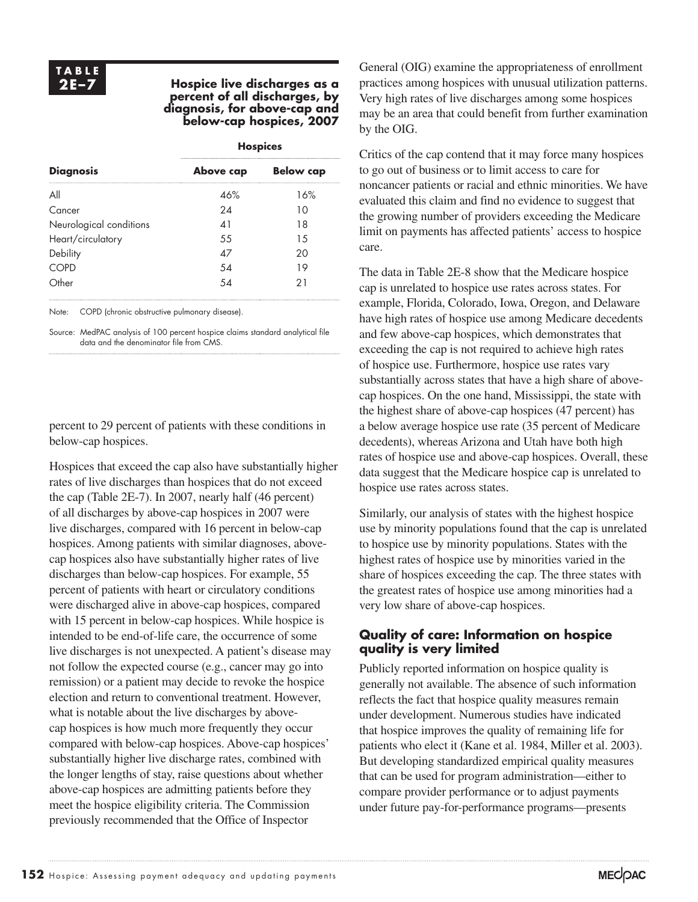**TABLE 2E–7**

**Hospice live discharges as a percent of all discharges, by diagnosis, for above-cap and below-cap hospices, 2007**

| | Hospices | |
|---|---|---|
| **Diagnosis** | **Above cap** | **Below cap** |
| All | 46% | 16% |
| Cancer | 24 | 10 |
| Neurological conditions | 41 | 18 |
| Heart/circulatory | 55 | 15 |
| Debility | 47 | 20 |
| COPD | 54 | 19 |
| Other | 54 | 21 |

Note: COPD (chronic obstructive pulmonary disease).

Source: MedPAC analysis of 100 percent hospice claims standard analytical file data and the denominator file from CMS.

percent to 29 percent of patients with these conditions in below-cap hospices.

Hospices that exceed the cap also have substantially higher rates of live discharges than hospices that do not exceed the cap (Table 2E-7). In 2007, nearly half (46 percent) of all discharges by above-cap hospices in 2007 were live discharges, compared with 16 percent in below-cap hospices. Among patients with similar diagnoses, above-cap hospices also have substantially higher rates of live discharges than below-cap hospices. For example, 55 percent of patients with heart or circulatory conditions were discharged alive in above-cap hospices, compared with 15 percent in below-cap hospices. While hospice is intended to be end-of-life care, the occurrence of some live discharges is not unexpected. A patient's disease may not follow the expected course (e.g., cancer may go into remission) or a patient may decide to revoke the hospice election and return to conventional treatment. However, what is notable about the live discharges by above-cap hospices is how much more frequently they occur compared with below-cap hospices. Above-cap hospices' substantially higher live discharge rates, combined with the longer lengths of stay, raise questions about whether above-cap hospices are admitting patients before they meet the hospice eligibility criteria. The Commission previously recommended that the Office of Inspector General (OIG) examine the appropriateness of enrollment practices among hospices with unusual utilization patterns. Very high rates of live discharges among some hospices may be an area that could benefit from further examination by the OIG.

Critics of the cap contend that it may force many hospices to go out of business or to limit access to care for noncancer patients or racial and ethnic minorities. We have evaluated this claim and find no evidence to suggest that the growing number of providers exceeding the Medicare limit on payments has affected patients' access to hospice care.

The data in Table 2E-8 show that the Medicare hospice cap is unrelated to hospice use rates across states. For example, Florida, Colorado, Iowa, Oregon, and Delaware have high rates of hospice use among Medicare decedents and few above-cap hospices, which demonstrates that exceeding the cap is not required to achieve high rates of hospice use. Furthermore, hospice use rates vary substantially across states that have a high share of above-cap hospices. On the one hand, Mississippi, the state with the highest share of above-cap hospices (47 percent) has a below average hospice use rate (35 percent of Medicare decedents), whereas Arizona and Utah have both high rates of hospice use and above-cap hospices. Overall, these data suggest that the Medicare hospice cap is unrelated to hospice use rates across states.

Similarly, our analysis of states with the highest hospice use by minority populations found that the cap is unrelated to hospice use by minority populations. States with the highest rates of hospice use by minorities varied in the share of hospices exceeding the cap. The three states with the greatest rates of hospice use among minorities had a very low share of above-cap hospices.

### Quality of care: Information on hospice quality is very limited

Publicly reported information on hospice quality is generally not available. The absence of such information reflects the fact that hospice quality measures remain under development. Numerous studies have indicated that hospice improves the quality of remaining life for patients who elect it (Kane et al. 1984, Miller et al. 2003). But developing standardized empirical quality measures that can be used for program administration—either to compare provider performance or to adjust payments under future pay-for-performance programs—presents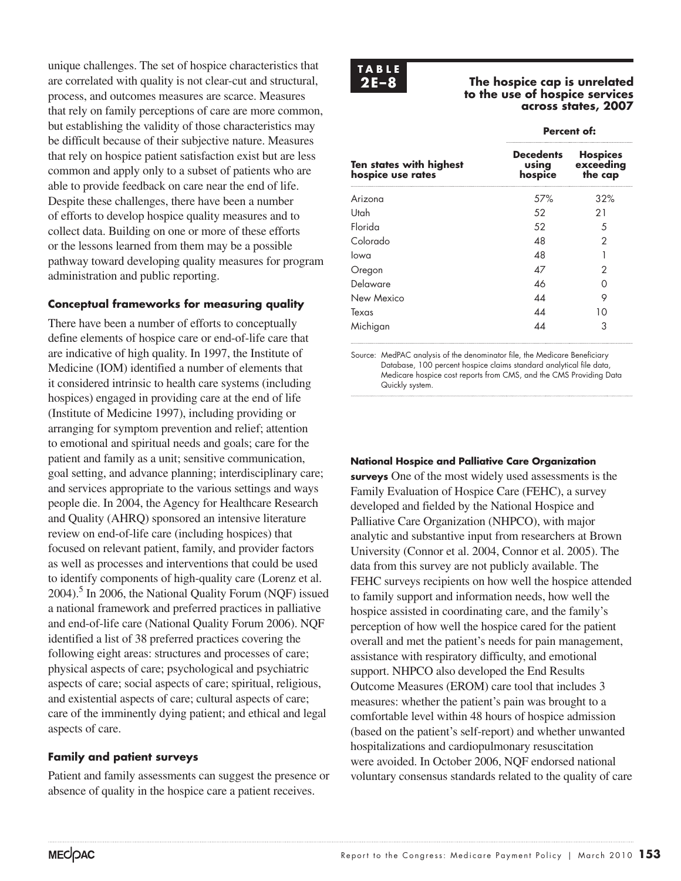unique challenges. The set of hospice characteristics that are correlated with quality is not clear-cut and structural, process, and outcomes measures are scarce. Measures that rely on family perceptions of care are more common, but establishing the validity of those characteristics may be difficult because of their subjective nature. Measures that rely on hospice patient satisfaction exist but are less common and apply only to a subset of patients who are able to provide feedback on care near the end of life. Despite these challenges, there have been a number of efforts to develop hospice quality measures and to collect data. Building on one or more of these efforts or the lessons learned from them may be a possible pathway toward developing quality measures for program administration and public reporting.

### Conceptual frameworks for measuring quality

There have been a number of efforts to conceptually define elements of hospice care or end-of-life care that are indicative of high quality. In 1997, the Institute of Medicine (IOM) identified a number of elements that it considered intrinsic to health care systems (including hospices) engaged in providing care at the end of life (Institute of Medicine 1997), including providing or arranging for symptom prevention and relief; attention to emotional and spiritual needs and goals; care for the patient and family as a unit; sensitive communication, goal setting, and advance planning; interdisciplinary care; and services appropriate to the various settings and ways people die. In 2004, the Agency for Healthcare Research and Quality (AHRQ) sponsored an intensive literature review on end-of-life care (including hospices) that focused on relevant patient, family, and provider factors as well as processes and interventions that could be used to identify components of high-quality care (Lorenz et al. 2004).[5] In 2006, the National Quality Forum (NQF) issued a national framework and preferred practices in palliative and end-of-life care (National Quality Forum 2006). NQF identified a list of 38 preferred practices covering the following eight areas: structures and processes of care; physical aspects of care; psychological and psychiatric aspects of care; social aspects of care; spiritual, religious, and existential aspects of care; cultural aspects of care; care of the imminently dying patient; and ethical and legal aspects of care.

### Family and patient surveys

Patient and family assessments can suggest the presence or absence of quality in the hospice care a patient receives.

**TABLE 2E–8**

**The hospice cap is unrelated to the use of hospice services across states, 2007**

| | Percent of: | |
|---|---|---|
| Ten states with highest hospice use rates | Decedents using hospice | Hospices exceeding the cap |
| Arizona | 57% | 32% |
| Utah | 52 | 21 |
| Florida | 52 | 5 |
| Colorado | 48 | 2 |
| Iowa | 48 | 1 |
| Oregon | 47 | 2 |
| Delaware | 46 | 0 |
| New Mexico | 44 | 9 |
| Texas | 44 | 10 |
| Michigan | 44 | 3 |

Source: MedPAC analysis of the denominator file, the Medicare Beneficiary Database, 100 percent hospice claims standard analytical file data, Medicare hospice cost reports from CMS, and the CMS Providing Data Quickly system.

**National Hospice and Palliative Care Organization surveys** One of the most widely used assessments is the Family Evaluation of Hospice Care (FEHC), a survey developed and fielded by the National Hospice and Palliative Care Organization (NHPCO), with major analytic and substantive input from researchers at Brown University (Connor et al. 2004, Connor et al. 2005). The data from this survey are not publicly available. The FEHC surveys recipients on how well the hospice attended to family support and information needs, how well the hospice assisted in coordinating care, and the family's perception of how well the hospice cared for the patient overall and met the patient's needs for pain management, assistance with respiratory difficulty, and emotional support. NHPCO also developed the End Results Outcome Measures (EROM) care tool that includes 3 measures: whether the patient's pain was brought to a comfortable level within 48 hours of hospice admission (based on the patient's self-report) and whether unwanted hospitalizations and cardiopulmonary resuscitation were avoided. In October 2006, NQF endorsed national voluntary consensus standards related to the quality of care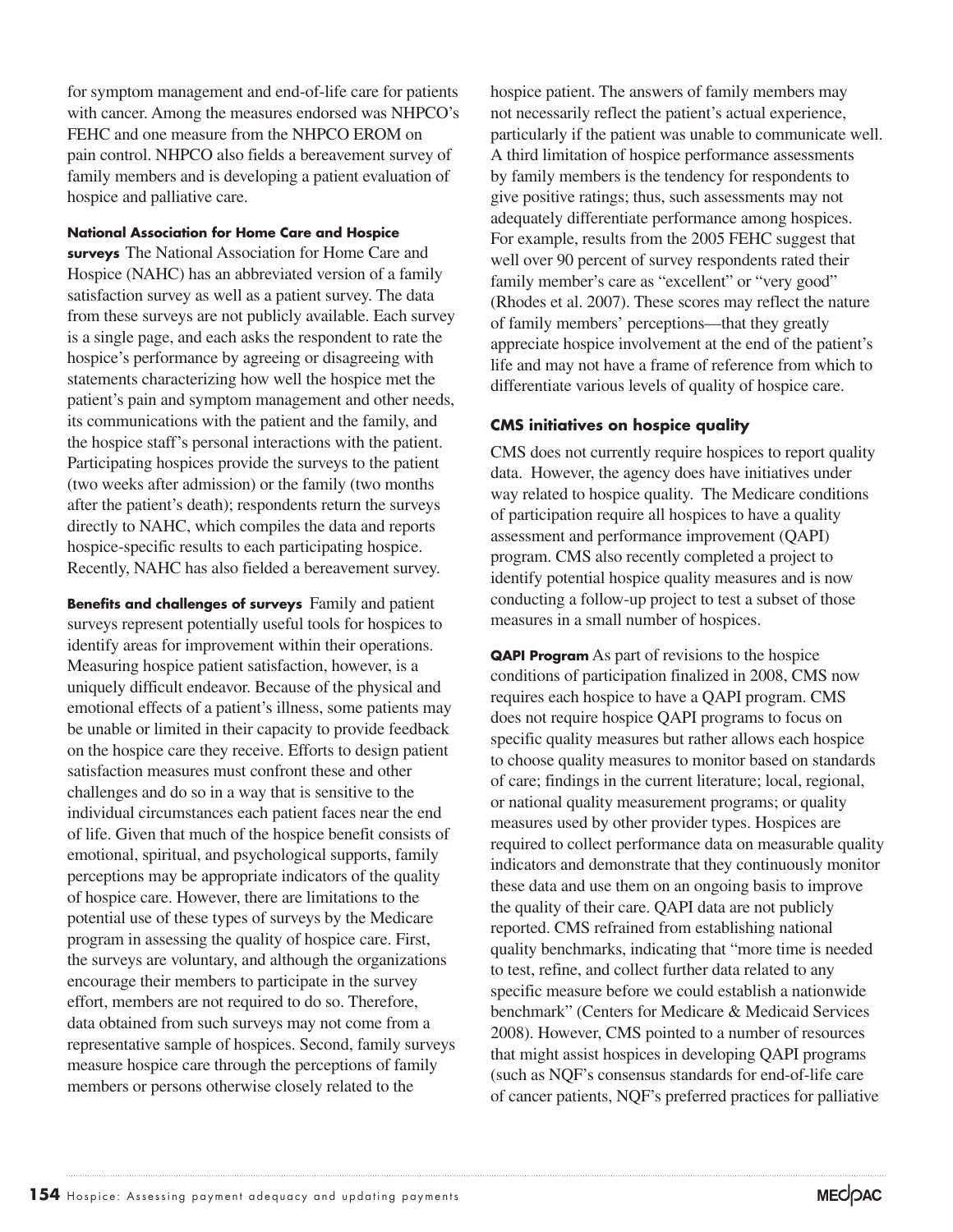for symptom management and end-of-life care for patients with cancer. Among the measures endorsed was NHPCO's FEHC and one measure from the NHPCO EROM on pain control. NHPCO also fields a bereavement survey of family members and is developing a patient evaluation of hospice and palliative care.

**National Association for Home Care and Hospice surveys** The National Association for Home Care and Hospice (NAHC) has an abbreviated version of a family satisfaction survey as well as a patient survey. The data from these surveys are not publicly available. Each survey is a single page, and each asks the respondent to rate the hospice's performance by agreeing or disagreeing with statements characterizing how well the hospice met the patient's pain and symptom management and other needs, its communications with the patient and the family, and the hospice staff's personal interactions with the patient. Participating hospices provide the surveys to the patient (two weeks after admission) or the family (two months after the patient's death); respondents return the surveys directly to NAHC, which compiles the data and reports hospice-specific results to each participating hospice. Recently, NAHC has also fielded a bereavement survey.

**Benefits and challenges of surveys** Family and patient surveys represent potentially useful tools for hospices to identify areas for improvement within their operations. Measuring hospice patient satisfaction, however, is a uniquely difficult endeavor. Because of the physical and emotional effects of a patient's illness, some patients may be unable or limited in their capacity to provide feedback on the hospice care they receive. Efforts to design patient satisfaction measures must confront these and other challenges and do so in a way that is sensitive to the individual circumstances each patient faces near the end of life. Given that much of the hospice benefit consists of emotional, spiritual, and psychological supports, family perceptions may be appropriate indicators of the quality of hospice care. However, there are limitations to the potential use of these types of surveys by the Medicare program in assessing the quality of hospice care. First, the surveys are voluntary, and although the organizations encourage their members to participate in the survey effort, members are not required to do so. Therefore, data obtained from such surveys may not come from a representative sample of hospices. Second, family surveys measure hospice care through the perceptions of family members or persons otherwise closely related to the hospice patient. The answers of family members may not necessarily reflect the patient's actual experience, particularly if the patient was unable to communicate well. A third limitation of hospice performance assessments by family members is the tendency for respondents to give positive ratings; thus, such assessments may not adequately differentiate performance among hospices. For example, results from the 2005 FEHC suggest that well over 90 percent of survey respondents rated their family member's care as "excellent" or "very good" (Rhodes et al. 2007). These scores may reflect the nature of family members' perceptions—that they greatly appreciate hospice involvement at the end of the patient's life and may not have a frame of reference from which to differentiate various levels of quality of hospice care.

### CMS initiatives on hospice quality

CMS does not currently require hospices to report quality data. However, the agency does have initiatives under way related to hospice quality. The Medicare conditions of participation require all hospices to have a quality assessment and performance improvement (QAPI) program. CMS also recently completed a project to identify potential hospice quality measures and is now conducting a follow-up project to test a subset of those measures in a small number of hospices.

**QAPI Program** As part of revisions to the hospice conditions of participation finalized in 2008, CMS now requires each hospice to have a QAPI program. CMS does not require hospice QAPI programs to focus on specific quality measures but rather allows each hospice to choose quality measures to monitor based on standards of care; findings in the current literature; local, regional, or national quality measurement programs; or quality measures used by other provider types. Hospices are required to collect performance data on measurable quality indicators and demonstrate that they continuously monitor these data and use them on an ongoing basis to improve the quality of their care. QAPI data are not publicly reported. CMS refrained from establishing national quality benchmarks, indicating that "more time is needed to test, refine, and collect further data related to any specific measure before we could establish a nationwide benchmark" (Centers for Medicare & Medicaid Services 2008). However, CMS pointed to a number of resources that might assist hospices in developing QAPI programs (such as NQF's consensus standards for end-of-life care of cancer patients, NQF's preferred practices for palliative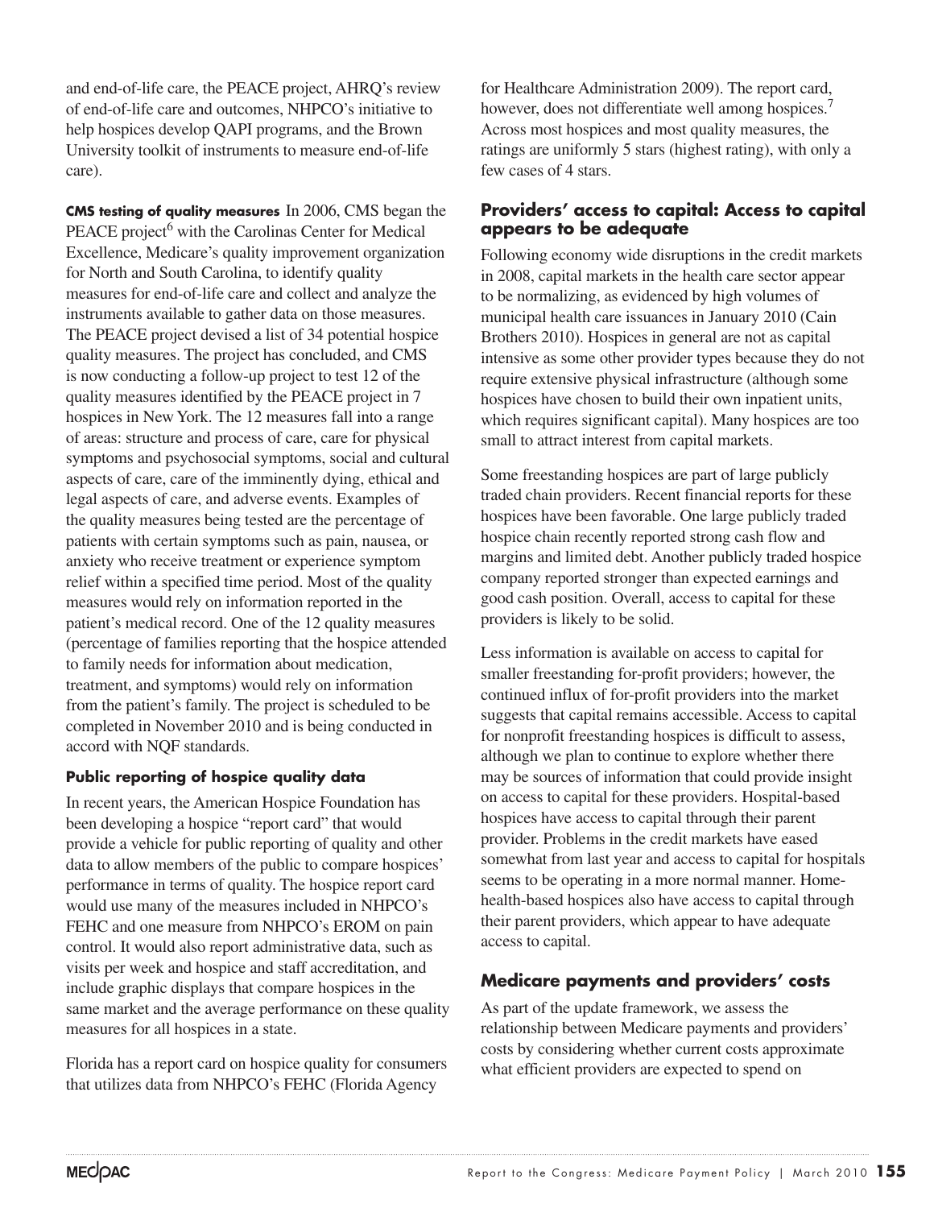and end-of-life care, the PEACE project, AHRQ's review of end-of-life care and outcomes, NHPCO's initiative to help hospices develop QAPI programs, and the Brown University toolkit of instruments to measure end-of-life care).

**CMS testing of quality measures** In 2006, CMS began the PEACE project[6] with the Carolinas Center for Medical Excellence, Medicare's quality improvement organization for North and South Carolina, to identify quality measures for end-of-life care and collect and analyze the instruments available to gather data on those measures. The PEACE project devised a list of 34 potential hospice quality measures. The project has concluded, and CMS is now conducting a follow-up project to test 12 of the quality measures identified by the PEACE project in 7 hospices in New York. The 12 measures fall into a range of areas: structure and process of care, care for physical symptoms and psychosocial symptoms, social and cultural aspects of care, care of the imminently dying, ethical and legal aspects of care, and adverse events. Examples of the quality measures being tested are the percentage of patients with certain symptoms such as pain, nausea, or anxiety who receive treatment or experience symptom relief within a specified time period. Most of the quality measures would rely on information reported in the patient's medical record. One of the 12 quality measures (percentage of families reporting that the hospice attended to family needs for information about medication, treatment, and symptoms) would rely on information from the patient's family. The project is scheduled to be completed in November 2010 and is being conducted in accord with NQF standards.

#### Public reporting of hospice quality data

In recent years, the American Hospice Foundation has been developing a hospice "report card" that would provide a vehicle for public reporting of quality and other data to allow members of the public to compare hospices' performance in terms of quality. The hospice report card would use many of the measures included in NHPCO's FEHC and one measure from NHPCO's EROM on pain control. It would also report administrative data, such as visits per week and hospice and staff accreditation, and include graphic displays that compare hospices in the same market and the average performance on these quality measures for all hospices in a state.

Florida has a report card on hospice quality for consumers that utilizes data from NHPCO's FEHC (Florida Agency for Healthcare Administration 2009). The report card, however, does not differentiate well among hospices.[7] Across most hospices and most quality measures, the ratings are uniformly 5 stars (highest rating), with only a few cases of 4 stars.

### Providers' access to capital: Access to capital appears to be adequate

Following economy wide disruptions in the credit markets in 2008, capital markets in the health care sector appear to be normalizing, as evidenced by high volumes of municipal health care issuances in January 2010 (Cain Brothers 2010). Hospices in general are not as capital intensive as some other provider types because they do not require extensive physical infrastructure (although some hospices have chosen to build their own inpatient units, which requires significant capital). Many hospices are too small to attract interest from capital markets.

Some freestanding hospices are part of large publicly traded chain providers. Recent financial reports for these hospices have been favorable. One large publicly traded hospice chain recently reported strong cash flow and margins and limited debt. Another publicly traded hospice company reported stronger than expected earnings and good cash position. Overall, access to capital for these providers is likely to be solid.

Less information is available on access to capital for smaller freestanding for-profit providers; however, the continued influx of for-profit providers into the market suggests that capital remains accessible. Access to capital for nonprofit freestanding hospices is difficult to assess, although we plan to continue to explore whether there may be sources of information that could provide insight on access to capital for these providers. Hospital-based hospices have access to capital through their parent provider. Problems in the credit markets have eased somewhat from last year and access to capital for hospitals seems to be operating in a more normal manner. Home-health-based hospices also have access to capital through their parent providers, which appear to have adequate access to capital.

### Medicare payments and providers' costs

As part of the update framework, we assess the relationship between Medicare payments and providers' costs by considering whether current costs approximate what efficient providers are expected to spend on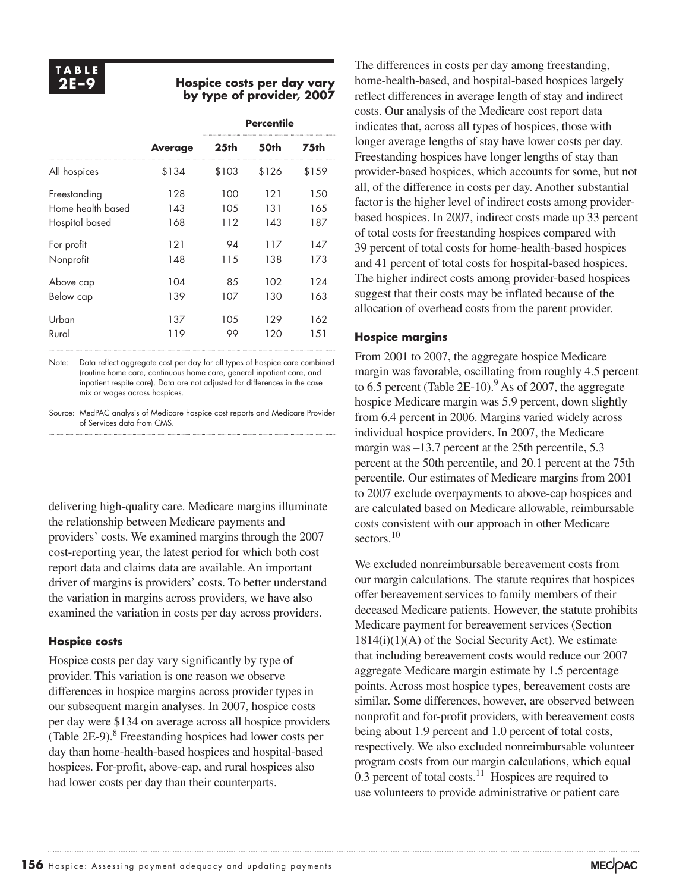**TABLE 2E–9**

**Hospice costs per day vary by type of provider, 2007**

| | | Percentile | | |
|---|---|---|---|---|
| | **Average** | **25th** | **50th** | **75th** |
| All hospices | $134 | $103 | $126 | $159 |
| Freestanding | 128 | 100 | 121 | 150 |
| Home health based | 143 | 105 | 131 | 165 |
| Hospital based | 168 | 112 | 143 | 187 |
| For profit | 121 | 94 | 117 | 147 |
| Nonprofit | 148 | 115 | 138 | 173 |
| Above cap | 104 | 85 | 102 | 124 |
| Below cap | 139 | 107 | 130 | 163 |
| Urban | 137 | 105 | 129 | 162 |
| Rural | 119 | 99 | 120 | 151 |

Note: Data reflect aggregate cost per day for all types of hospice care combined (routine home care, continuous home care, general inpatient care, and inpatient respite care). Data are not adjusted for differences in the case mix or wages across hospices.

Source: MedPAC analysis of Medicare hospice cost reports and Medicare Provider of Services data from CMS.

delivering high-quality care. Medicare margins illuminate the relationship between Medicare payments and providers' costs. We examined margins through the 2007 cost-reporting year, the latest period for which both cost report data and claims data are available. An important driver of margins is providers' costs. To better understand the variation in margins across providers, we have also examined the variation in costs per day across providers.

### Hospice costs

Hospice costs per day vary significantly by type of provider. This variation is one reason we observe differences in hospice margins across provider types in our subsequent margin analyses. In 2007, hospice costs per day were $134 on average across all hospice providers (Table 2E-9).[8] Freestanding hospices had lower costs per day than home-health-based hospices and hospital-based hospices. For-profit, above-cap, and rural hospices also had lower costs per day than their counterparts.

The differences in costs per day among freestanding, home-health-based, and hospital-based hospices largely reflect differences in average length of stay and indirect costs. Our analysis of the Medicare cost report data indicates that, across all types of hospices, those with longer average lengths of stay have lower costs per day. Freestanding hospices have longer lengths of stay than provider-based hospices, which accounts for some, but not all, of the difference in costs per day. Another substantial factor is the higher level of indirect costs among provider-based hospices. In 2007, indirect costs made up 33 percent of total costs for freestanding hospices compared with 39 percent of total costs for home-health-based hospices and 41 percent of total costs for hospital-based hospices. The higher indirect costs among provider-based hospices suggest that their costs may be inflated because of the allocation of overhead costs from the parent provider.

### Hospice margins

From 2001 to 2007, the aggregate hospice Medicare margin was favorable, oscillating from roughly 4.5 percent to 6.5 percent (Table 2E-10).[9] As of 2007, the aggregate hospice Medicare margin was 5.9 percent, down slightly from 6.4 percent in 2006. Margins varied widely across individual hospice providers. In 2007, the Medicare margin was –13.7 percent at the 25th percentile, 5.3 percent at the 50th percentile, and 20.1 percent at the 75th percentile. Our estimates of Medicare margins from 2001 to 2007 exclude overpayments to above-cap hospices and are calculated based on Medicare allowable, reimbursable costs consistent with our approach in other Medicare sectors.[10]

We excluded nonreimbursable bereavement costs from our margin calculations. The statute requires that hospices offer bereavement services to family members of their deceased Medicare patients. However, the statute prohibits Medicare payment for bereavement services (Section 1814(i)(1)(A) of the Social Security Act). We estimate that including bereavement costs would reduce our 2007 aggregate Medicare margin estimate by 1.5 percentage points. Across most hospice types, bereavement costs are similar. Some differences, however, are observed between nonprofit and for-profit providers, with bereavement costs being about 1.9 percent and 1.0 percent of total costs, respectively. We also excluded nonreimbursable volunteer program costs from our margin calculations, which equal 0.3 percent of total costs.[11] Hospices are required to use volunteers to provide administrative or patient care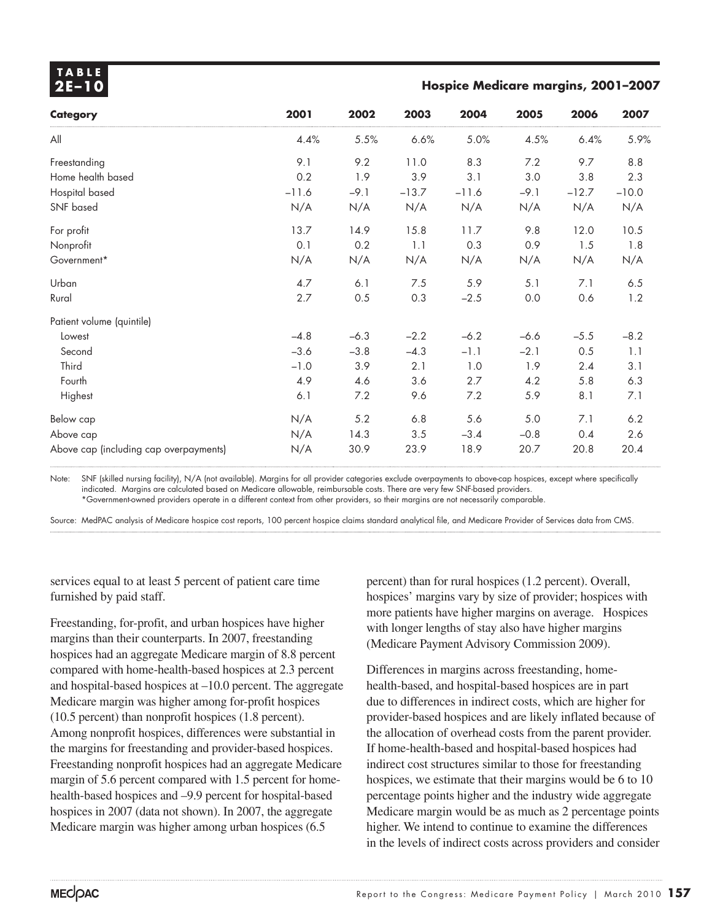**TABLE 2E–10**

**Hospice Medicare margins, 2001–2007**

| Category | 2001 | 2002 | 2003 | 2004 | 2005 | 2006 | 2007 |
|---|---|---|---|---|---|---|---|
| All | 4.4% | 5.5% | 6.6% | 5.0% | 4.5% | 6.4% | 5.9% |
| Freestanding | 9.1 | 9.2 | 11.0 | 8.3 | 7.2 | 9.7 | 8.8 |
| Home health based | 0.2 | 1.9 | 3.9 | 3.1 | 3.0 | 3.8 | 2.3 |
| Hospital based | –11.6 | –9.1 | –13.7 | –11.6 | –9.1 | –12.7 | –10.0 |
| SNF based | N/A | N/A | N/A | N/A | N/A | N/A | N/A |
| For profit | 13.7 | 14.9 | 15.8 | 11.7 | 9.8 | 12.0 | 10.5 |
| Nonprofit | 0.1 | 0.2 | 1.1 | 0.3 | 0.9 | 1.5 | 1.8 |
| Government* | N/A | N/A | N/A | N/A | N/A | N/A | N/A |
| Urban | 4.7 | 6.1 | 7.5 | 5.9 | 5.1 | 7.1 | 6.5 |
| Rural | 2.7 | 0.5 | 0.3 | –2.5 | 0.0 | 0.6 | 1.2 |
| Patient volume (quintile) | | | | | | | |
| Lowest | –4.8 | –6.3 | –2.2 | –6.2 | –6.6 | –5.5 | –8.2 |
| Second | –3.6 | –3.8 | –4.3 | –1.1 | –2.1 | 0.5 | 1.1 |
| Third | –1.0 | 3.9 | 2.1 | 1.0 | 1.9 | 2.4 | 3.1 |
| Fourth | 4.9 | 4.6 | 3.6 | 2.7 | 4.2 | 5.8 | 6.3 |
| Highest | 6.1 | 7.2 | 9.6 | 7.2 | 5.9 | 8.1 | 7.1 |
| Below cap | N/A | 5.2 | 6.8 | 5.6 | 5.0 | 7.1 | 6.2 |
| Above cap | N/A | 14.3 | 3.5 | –3.4 | –0.8 | 0.4 | 2.6 |
| Above cap (including cap overpayments) | N/A | 30.9 | 23.9 | 18.9 | 20.7 | 20.8 | 20.4 |

Note: SNF (skilled nursing facility), N/A (not available). Margins for all provider categories exclude overpayments to above-cap hospices, except where specifically indicated. Margins are calculated based on Medicare allowable, reimbursable costs. There are very few SNF-based providers.
*Government-owned providers operate in a different context from other providers, so their margins are not necessarily comparable.

Source: MedPAC analysis of Medicare hospice cost reports, 100 percent hospice claims standard analytical file, and Medicare Provider of Services data from CMS.

services equal to at least 5 percent of patient care time furnished by paid staff.

Freestanding, for-profit, and urban hospices have higher margins than their counterparts. In 2007, freestanding hospices had an aggregate Medicare margin of 8.8 percent compared with home-health-based hospices at 2.3 percent and hospital-based hospices at –10.0 percent. The aggregate Medicare margin was higher among for-profit hospices (10.5 percent) than nonprofit hospices (1.8 percent). Among nonprofit hospices, differences were substantial in the margins for freestanding and provider-based hospices. Freestanding nonprofit hospices had an aggregate Medicare margin of 5.6 percent compared with 1.5 percent for home-health-based hospices and –9.9 percent for hospital-based hospices in 2007 (data not shown). In 2007, the aggregate Medicare margin was higher among urban hospices (6.5 percent) than for rural hospices (1.2 percent). Overall, hospices' margins vary by size of provider; hospices with more patients have higher margins on average. Hospices with longer lengths of stay also have higher margins (Medicare Payment Advisory Commission 2009).

Differences in margins across freestanding, home-health-based, and hospital-based hospices are in part due to differences in indirect costs, which are higher for provider-based hospices and are likely inflated because of the allocation of overhead costs from the parent provider. If home-health-based and hospital-based hospices had indirect cost structures similar to those for freestanding hospices, we estimate that their margins would be 6 to 10 percentage points higher and the industry wide aggregate Medicare margin would be as much as 2 percentage points higher. We intend to continue to examine the differences in the levels of indirect costs across providers and consider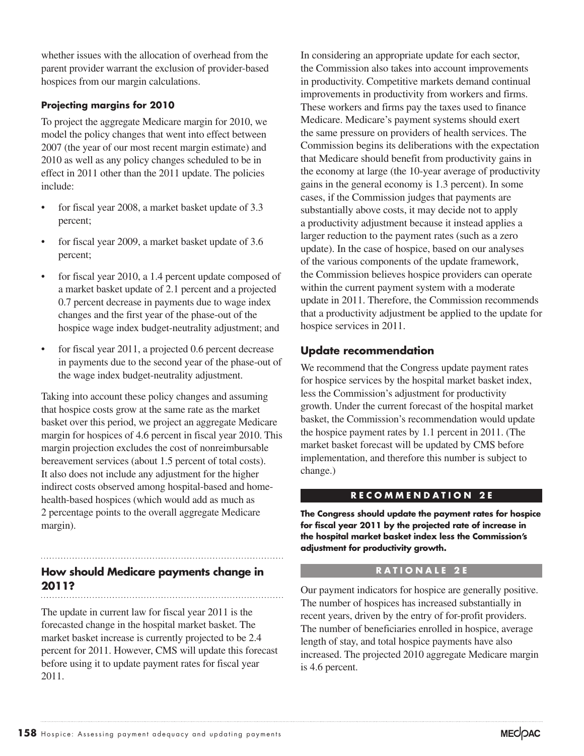whether issues with the allocation of overhead from the parent provider warrant the exclusion of provider-based hospices from our margin calculations.

### Projecting margins for 2010

To project the aggregate Medicare margin for 2010, we model the policy changes that went into effect between 2007 (the year of our most recent margin estimate) and 2010 as well as any policy changes scheduled to be in effect in 2011 other than the 2011 update. The policies include:

- for fiscal year 2008, a market basket update of 3.3 percent;
- for fiscal year 2009, a market basket update of 3.6 percent;
- for fiscal year 2010, a 1.4 percent update composed of a market basket update of 2.1 percent and a projected 0.7 percent decrease in payments due to wage index changes and the first year of the phase-out of the hospice wage index budget-neutrality adjustment; and
- for fiscal year 2011, a projected 0.6 percent decrease in payments due to the second year of the phase-out of the wage index budget-neutrality adjustment.

Taking into account these policy changes and assuming that hospice costs grow at the same rate as the market basket over this period, we project an aggregate Medicare margin for hospices of 4.6 percent in fiscal year 2010. This margin projection excludes the cost of nonreimbursable bereavement services (about 1.5 percent of total costs). It also does not include any adjustment for the higher indirect costs observed among hospital-based and home-health-based hospices (which would add as much as 2 percentage points to the overall aggregate Medicare margin).

## How should Medicare payments change in 2011?

The update in current law for fiscal year 2011 is the forecasted change in the hospital market basket. The market basket increase is currently projected to be 2.4 percent for 2011. However, CMS will update this forecast before using it to update payment rates for fiscal year 2011.

In considering an appropriate update for each sector, the Commission also takes into account improvements in productivity. Competitive markets demand continual improvements in productivity from workers and firms. These workers and firms pay the taxes used to finance Medicare. Medicare's payment systems should exert the same pressure on providers of health services. The Commission begins its deliberations with the expectation that Medicare should benefit from productivity gains in the economy at large (the 10-year average of productivity gains in the general economy is 1.3 percent). In some cases, if the Commission judges that payments are substantially above costs, it may decide not to apply a productivity adjustment because it instead applies a larger reduction to the payment rates (such as a zero update). In the case of hospice, based on our analyses of the various components of the update framework, the Commission believes hospice providers can operate within the current payment system with a moderate update in 2011. Therefore, the Commission recommends that a productivity adjustment be applied to the update for hospice services in 2011.

## Update recommendation

We recommend that the Congress update payment rates for hospice services by the hospital market basket index, less the Commission's adjustment for productivity growth. Under the current forecast of the hospital market basket, the Commission's recommendation would update the hospice payment rates by 1.1 percent in 2011. (The market basket forecast will be updated by CMS before implementation, and therefore this number is subject to change.)

#### RECOMMENDATION 2E

**The Congress should update the payment rates for hospice for fiscal year 2011 by the projected rate of increase in the hospital market basket index less the Commission's adjustment for productivity growth.**

#### RATIONALE 2E

Our payment indicators for hospice are generally positive. The number of hospices has increased substantially in recent years, driven by the entry of for-profit providers. The number of beneficiaries enrolled in hospice, average length of stay, and total hospice payments have also increased. The projected 2010 aggregate Medicare margin is 4.6 percent.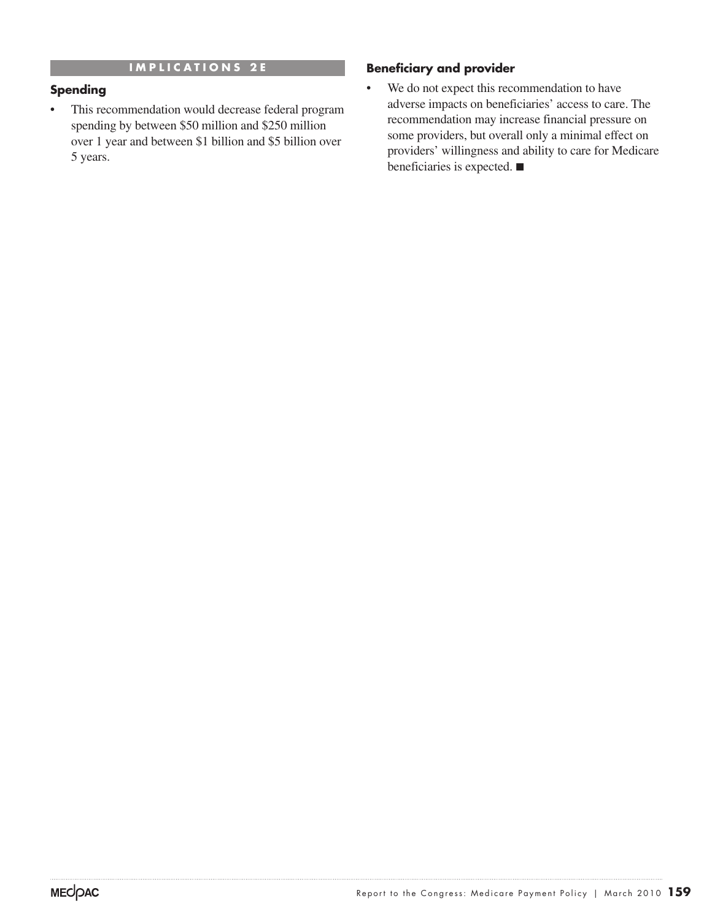### IMPLICATIONS 2E

**Spending**

- This recommendation would decrease federal program spending by between $50 million and $250 million over 1 year and between $1 billion and $5 billion over 5 years.

**Beneficiary and provider**

- We do not expect this recommendation to have adverse impacts on beneficiaries' access to care. The recommendation may increase financial pressure on some providers, but overall only a minimal effect on providers' willingness and ability to care for Medicare beneficiaries is expected. ■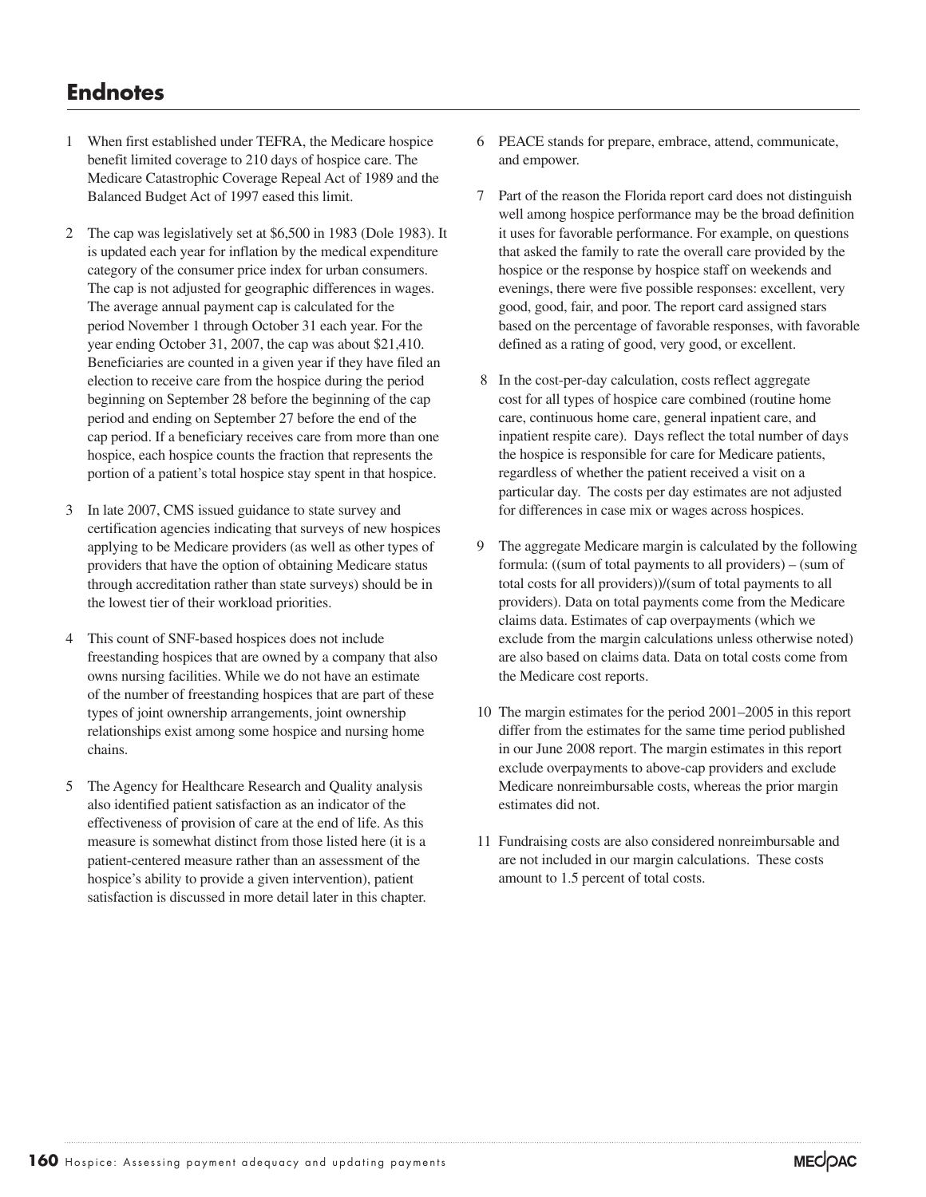## Endnotes

1 When first established under TEFRA, the Medicare hospice benefit limited coverage to 210 days of hospice care. The Medicare Catastrophic Coverage Repeal Act of 1989 and the Balanced Budget Act of 1997 eased this limit.

2 The cap was legislatively set at $6,500 in 1983 (Dole 1983). It is updated each year for inflation by the medical expenditure category of the consumer price index for urban consumers. The cap is not adjusted for geographic differences in wages. The average annual payment cap is calculated for the period November 1 through October 31 each year. For the year ending October 31, 2007, the cap was about $21,410. Beneficiaries are counted in a given year if they have filed an election to receive care from the hospice during the period beginning on September 28 before the beginning of the cap period and ending on September 27 before the end of the cap period. If a beneficiary receives care from more than one hospice, each hospice counts the fraction that represents the portion of a patient's total hospice stay spent in that hospice.

3 In late 2007, CMS issued guidance to state survey and certification agencies indicating that surveys of new hospices applying to be Medicare providers (as well as other types of providers that have the option of obtaining Medicare status through accreditation rather than state surveys) should be in the lowest tier of their workload priorities.

4 This count of SNF-based hospices does not include freestanding hospices that are owned by a company that also owns nursing facilities. While we do not have an estimate of the number of freestanding hospices that are part of these types of joint ownership arrangements, joint ownership relationships exist among some hospice and nursing home chains.

5 The Agency for Healthcare Research and Quality analysis also identified patient satisfaction as an indicator of the effectiveness of provision of care at the end of life. As this measure is somewhat distinct from those listed here (it is a patient-centered measure rather than an assessment of the hospice's ability to provide a given intervention), patient satisfaction is discussed in more detail later in this chapter.

6 PEACE stands for prepare, embrace, attend, communicate, and empower.

7 Part of the reason the Florida report card does not distinguish well among hospice performance may be the broad definition it uses for favorable performance. For example, on questions that asked the family to rate the overall care provided by the hospice or the response by hospice staff on weekends and evenings, there were five possible responses: excellent, very good, good, fair, and poor. The report card assigned stars based on the percentage of favorable responses, with favorable defined as a rating of good, very good, or excellent.

8 In the cost-per-day calculation, costs reflect aggregate cost for all types of hospice care combined (routine home care, continuous home care, general inpatient care, and inpatient respite care). Days reflect the total number of days the hospice is responsible for care for Medicare patients, regardless of whether the patient received a visit on a particular day. The costs per day estimates are not adjusted for differences in case mix or wages across hospices.

9 The aggregate Medicare margin is calculated by the following formula: ((sum of total payments to all providers) – (sum of total costs for all providers))/(sum of total payments to all providers). Data on total payments come from the Medicare claims data. Estimates of cap overpayments (which we exclude from the margin calculations unless otherwise noted) are also based on claims data. Data on total costs come from the Medicare cost reports.

10 The margin estimates for the period 2001–2005 in this report differ from the estimates for the same time period published in our June 2008 report. The margin estimates in this report exclude overpayments to above-cap providers and exclude Medicare nonreimbursable costs, whereas the prior margin estimates did not.

11 Fundraising costs are also considered nonreimbursable and are not included in our margin calculations. These costs amount to 1.5 percent of total costs.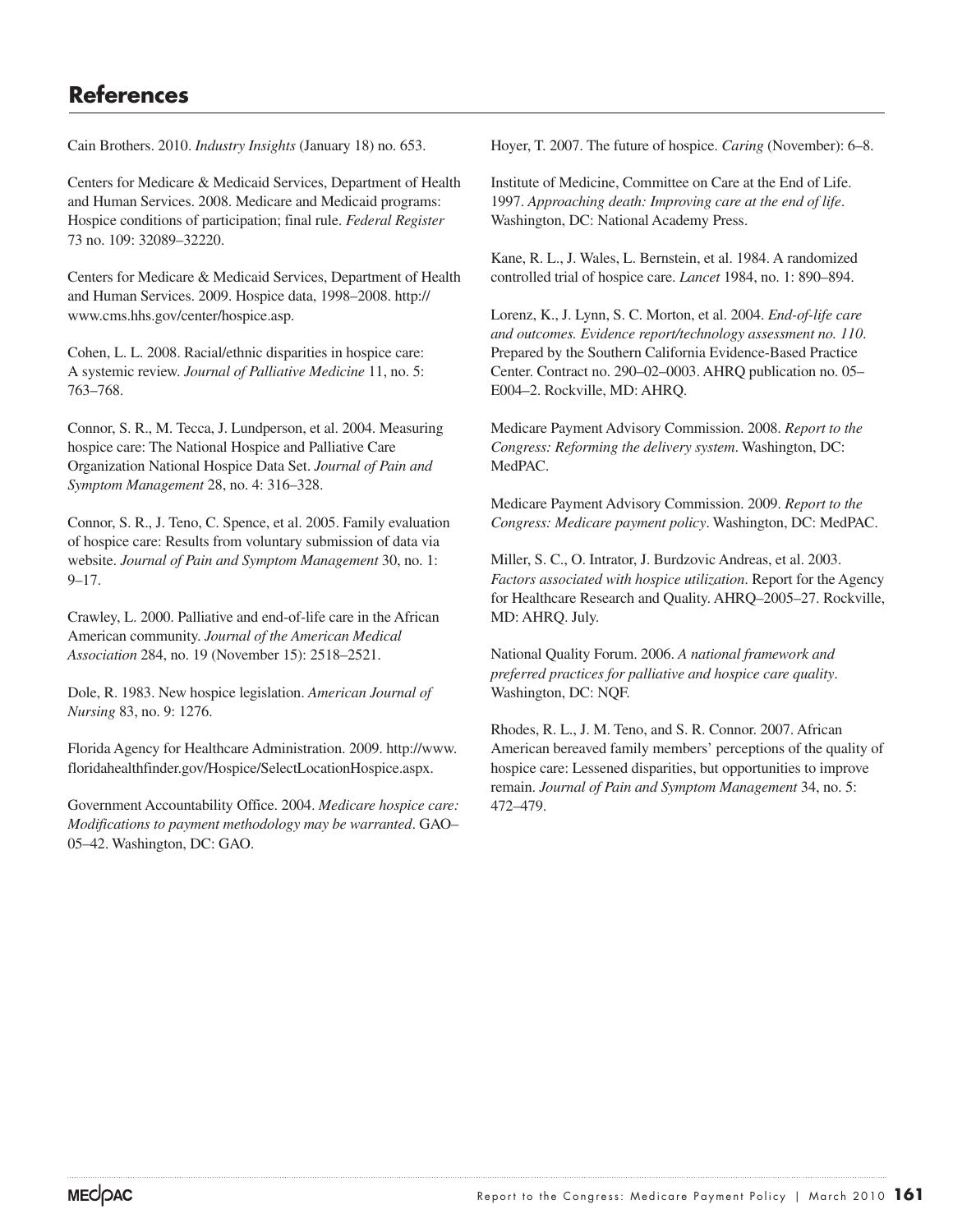# References

Cain Brothers. 2010. *Industry Insights* (January 18) no. 653.

Centers for Medicare & Medicaid Services, Department of Health and Human Services. 2008. Medicare and Medicaid programs: Hospice conditions of participation; final rule. *Federal Register* 73 no. 109: 32089–32220.

Centers for Medicare & Medicaid Services, Department of Health and Human Services. 2009. Hospice data, 1998–2008. http://www.cms.hhs.gov/center/hospice.asp.

Cohen, L. L. 2008. Racial/ethnic disparities in hospice care: A systemic review. *Journal of Palliative Medicine* 11, no. 5: 763–768.

Connor, S. R., M. Tecca, J. Lundperson, et al. 2004. Measuring hospice care: The National Hospice and Palliative Care Organization National Hospice Data Set. *Journal of Pain and Symptom Management* 28, no. 4: 316–328.

Connor, S. R., J. Teno, C. Spence, et al. 2005. Family evaluation of hospice care: Results from voluntary submission of data via website. *Journal of Pain and Symptom Management* 30, no. 1: 9–17.

Crawley, L. 2000. Palliative and end-of-life care in the African American community. *Journal of the American Medical Association* 284, no. 19 (November 15): 2518–2521.

Dole, R. 1983. New hospice legislation. *American Journal of Nursing* 83, no. 9: 1276.

Florida Agency for Healthcare Administration. 2009. http://www.floridahealthfinder.gov/Hospice/SelectLocationHospice.aspx.

Government Accountability Office. 2004. *Medicare hospice care: Modifications to payment methodology may be warranted*. GAO–05–42. Washington, DC: GAO.

Hoyer, T. 2007. The future of hospice. *Caring* (November): 6–8.

Institute of Medicine, Committee on Care at the End of Life. 1997. *Approaching death: Improving care at the end of life*. Washington, DC: National Academy Press.

Kane, R. L., J. Wales, L. Bernstein, et al. 1984. A randomized controlled trial of hospice care. *Lancet* 1984, no. 1: 890–894.

Lorenz, K., J. Lynn, S. C. Morton, et al. 2004. *End-of-life care and outcomes. Evidence report/technology assessment no. 110*. Prepared by the Southern California Evidence-Based Practice Center. Contract no. 290–02–0003. AHRQ publication no. 05–E004–2. Rockville, MD: AHRQ.

Medicare Payment Advisory Commission. 2008. *Report to the Congress: Reforming the delivery system*. Washington, DC: MedPAC.

Medicare Payment Advisory Commission. 2009. *Report to the Congress: Medicare payment policy*. Washington, DC: MedPAC.

Miller, S. C., O. Intrator, J. Burdzovic Andreas, et al. 2003. *Factors associated with hospice utilization*. Report for the Agency for Healthcare Research and Quality. AHRQ–2005–27. Rockville, MD: AHRQ. July.

National Quality Forum. 2006. *A national framework and preferred practices for palliative and hospice care quality*. Washington, DC: NQF.

Rhodes, R. L., J. M. Teno, and S. R. Connor. 2007. African American bereaved family members' perceptions of the quality of hospice care: Lessened disparities, but opportunities to improve remain. *Journal of Pain and Symptom Management* 34, no. 5: 472–479.